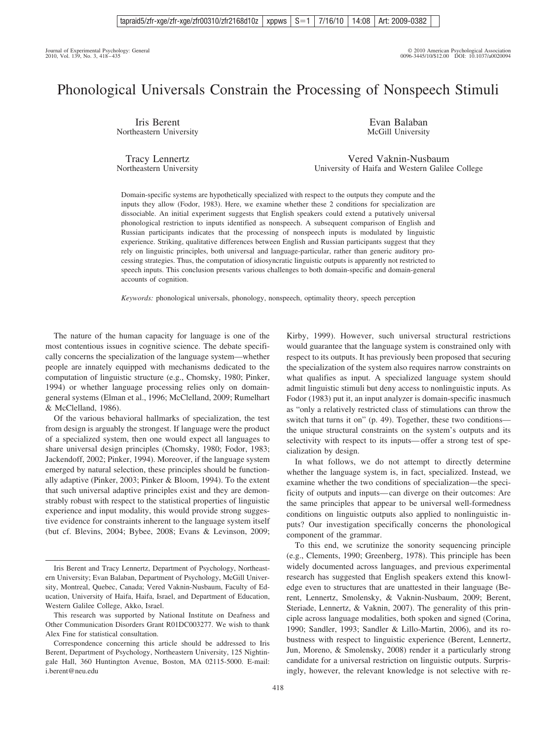# Phonological Universals Constrain the Processing of Nonspeech Stimuli

Iris Berent
Northeastern University

Evan Balaban
McGill University

Tracy Lennertz
Northeastern University

Vered Vaknin-Nusbaum
University of Haifa and Western Galilee College

Domain-specific systems are hypothetically specialized with respect to the outputs they compute and the inputs they allow (Fodor, 1983). Here, we examine whether these 2 conditions for specialization are dissociable. An initial experiment suggests that English speakers could extend a putatively universal phonological restriction to inputs identified as nonspeech. A subsequent comparison of English and Russian participants indicates that the processing of nonspeech inputs is modulated by linguistic experience. Striking, qualitative differences between English and Russian participants suggest that they rely on linguistic principles, both universal and language-particular, rather than generic auditory processing strategies. Thus, the computation of idiosyncratic linguistic outputs is apparently not restricted to speech inputs. This conclusion presents various challenges to both domain-specific and domain-general accounts of cognition.

*Keywords:* phonological universals, phonology, nonspeech, optimality theory, speech perception

The nature of the human capacity for language is one of the most contentious issues in cognitive science. The debate specifically concerns the specialization of the language system—whether people are innately equipped with mechanisms dedicated to the computation of linguistic structure (e.g., Chomsky, 1980; Pinker, 1994) or whether language processing relies only on domain-general systems (Elman et al., 1996; McClelland, 2009; Rumelhart & McClelland, 1986).

Of the various behavioral hallmarks of specialization, the test from design is arguably the strongest. If language were the product of a specialized system, then one would expect all languages to share universal design principles (Chomsky, 1980; Fodor, 1983; Jackendoff, 2002; Pinker, 1994). Moreover, if the language system emerged by natural selection, these principles should be functionally adaptive (Pinker, 2003; Pinker & Bloom, 1994). To the extent that such universal adaptive principles exist and they are demonstrably robust with respect to the statistical properties of linguistic experience and input modality, this would provide strong suggestive evidence for constraints inherent to the language system itself (but cf. Blevins, 2004; Bybee, 2008; Evans & Levinson, 2009; Kirby, 1999). However, such universal structural restrictions would guarantee that the language system is constrained only with respect to its outputs. It has previously been proposed that securing the specialization of the system also requires narrow constraints on what qualifies as input. A specialized language system should admit linguistic stimuli but deny access to nonlinguistic inputs. As Fodor (1983) put it, an input analyzer is domain-specific inasmuch as "only a relatively restricted class of stimulations can throw the switch that turns it on" (p. 49). Together, these two conditions—the unique structural constraints on the system's outputs and its selectivity with respect to its inputs—offer a strong test of specialization by design.

In what follows, we do not attempt to directly determine whether the language system is, in fact, specialized. Instead, we examine whether the two conditions of specialization—the specificity of outputs and inputs—can diverge on their outcomes: Are the same principles that appear to be universal well-formedness conditions on linguistic outputs also applied to nonlinguistic inputs? Our investigation specifically concerns the phonological component of the grammar.

To this end, we scrutinize the sonority sequencing principle (e.g., Clements, 1990; Greenberg, 1978). This principle has been widely documented across languages, and previous experimental research has suggested that English speakers extend this knowledge even to structures that are unattested in their language (Berent, Lennertz, Smolensky, & Vaknin-Nusbaum, 2009; Berent, Steriade, Lennertz, & Vaknin, 2007). The generality of this principle across language modalities, both spoken and signed (Corina, 1990; Sandler, 1993; Sandler & Lillo-Martin, 2006), and its robustness with respect to linguistic experience (Berent, Lennertz, Jun, Moreno, & Smolensky, 2008) render it a particularly strong candidate for a universal restriction on linguistic outputs. Surprisingly, however, the relevant knowledge is not selective with re-

Iris Berent and Tracy Lennertz, Department of Psychology, Northeastern University; Evan Balaban, Department of Psychology, McGill University, Montreal, Quebec, Canada; Vered Vaknin-Nusbaum, Faculty of Education, University of Haifa, Haifa, Israel, and Department of Education, Western Galilee College, Akko, Israel.

This research was supported by National Institute on Deafness and Other Communication Disorders Grant R01DC003277. We wish to thank Alex Fine for statistical consultation.

Correspondence concerning this article should be addressed to Iris Berent, Department of Psychology, Northeastern University, 125 Nightingale Hall, 360 Huntington Avenue, Boston, MA 02115-5000. E-mail: i.berent@neu.edu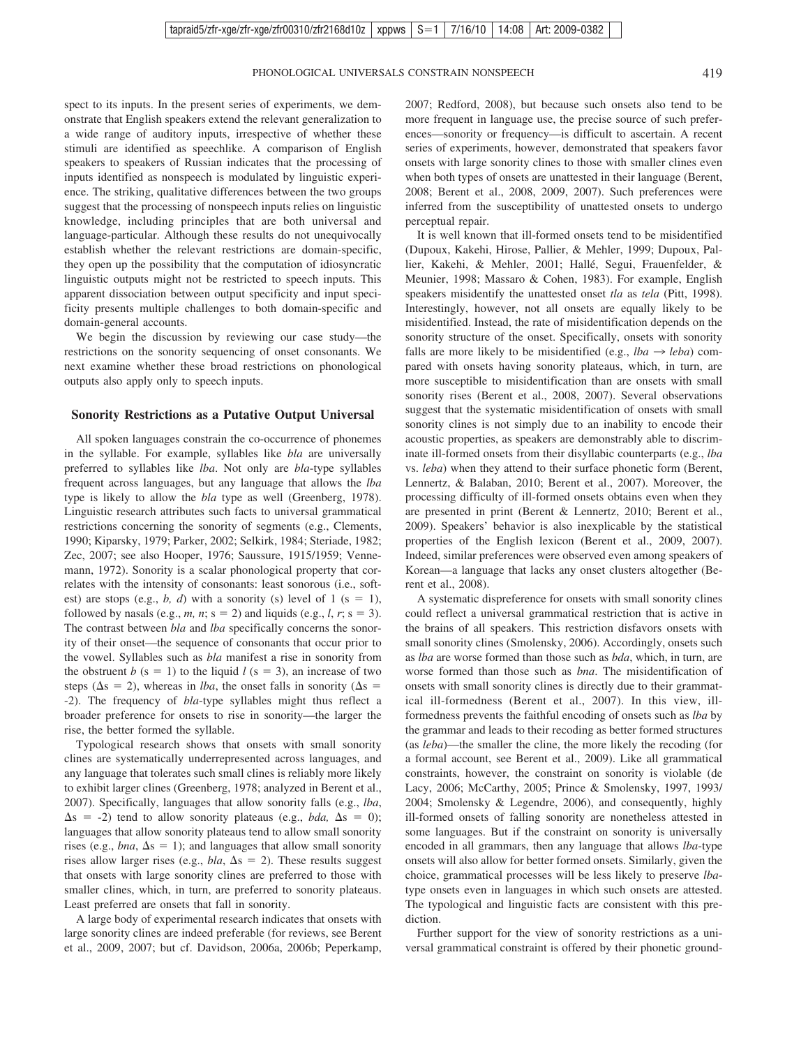spect to its inputs. In the present series of experiments, we demonstrate that English speakers extend the relevant generalization to a wide range of auditory inputs, irrespective of whether these stimuli are identified as speechlike. A comparison of English speakers to speakers of Russian indicates that the processing of inputs identified as nonspeech is modulated by linguistic experience. The striking, qualitative differences between the two groups suggest that the processing of nonspeech inputs relies on linguistic knowledge, including principles that are both universal and language-particular. Although these results do not unequivocally establish whether the relevant restrictions are domain-specific, they open up the possibility that the computation of idiosyncratic linguistic outputs might not be restricted to speech inputs. This apparent dissociation between output specificity and input specificity presents multiple challenges to both domain-specific and domain-general accounts.

We begin the discussion by reviewing our case study—the restrictions on the sonority sequencing of onset consonants. We next examine whether these broad restrictions on phonological outputs also apply only to speech inputs.

## Sonority Restrictions as a Putative Output Universal

All spoken languages constrain the co-occurrence of phonemes in the syllable. For example, syllables like *bla* are universally preferred to syllables like *lba*. Not only are *bla*-type syllables frequent across languages, but any language that allows the *lba* type is likely to allow the *bla* type as well (Greenberg, 1978). Linguistic research attributes such facts to universal grammatical restrictions concerning the sonority of segments (e.g., Clements, 1990; Kiparsky, 1979; Parker, 2002; Selkirk, 1984; Steriade, 1982; Zec, 2007; see also Hooper, 1976; Saussure, 1915/1959; Vennemann, 1972). Sonority is a scalar phonological property that correlates with the intensity of consonants: least sonorous (i.e., softest) are stops (e.g., *b, d*) with a sonority (s) level of 1 ($s = 1$), followed by nasals (e.g., *m, n*; $s = 2$) and liquids (e.g., *l, r*; $s = 3$). The contrast between *bla* and *lba* specifically concerns the sonority of their onset—the sequence of consonants that occur prior to the vowel. Syllables such as *bla* manifest a rise in sonority from the obstruent *b* ($s = 1$) to the liquid *l* ($s = 3$), an increase of two steps ($\Delta s = 2$), whereas in *lba*, the onset falls in sonority ($\Delta s = -2$). The frequency of *bla*-type syllables might thus reflect a broader preference for onsets to rise in sonority—the larger the rise, the better formed the syllable.

Typological research shows that onsets with small sonority clines are systematically underrepresented across languages, and any language that tolerates such small clines is reliably more likely to exhibit larger clines (Greenberg, 1978; analyzed in Berent et al., 2007). Specifically, languages that allow sonority falls (e.g., *lba*, $\Delta s = -2$) tend to allow sonority plateaus (e.g., *bda,* $\Delta s = 0$); languages that allow sonority plateaus tend to allow small sonority rises (e.g., *bna*, $\Delta s = 1$); and languages that allow small sonority rises allow larger rises (e.g., *bla*, $\Delta s = 2$). These results suggest that onsets with large sonority clines are preferred to those with smaller clines, which, in turn, are preferred to sonority plateaus. Least preferred are onsets that fall in sonority.

A large body of experimental research indicates that onsets with large sonority clines are indeed preferable (for reviews, see Berent et al., 2009, 2007; but cf. Davidson, 2006a, 2006b; Peperkamp, 2007; Redford, 2008), but because such onsets also tend to be more frequent in language use, the precise source of such preferences—sonority or frequency—is difficult to ascertain. A recent series of experiments, however, demonstrated that speakers favor onsets with large sonority clines to those with smaller clines even when both types of onsets are unattested in their language (Berent, 2008; Berent et al., 2008, 2009, 2007). Such preferences were inferred from the susceptibility of unattested onsets to undergo perceptual repair.

It is well known that ill-formed onsets tend to be misidentified (Dupoux, Kakehi, Hirose, Pallier, & Mehler, 1999; Dupoux, Pallier, Kakehi, & Mehler, 2001; Hallé, Segui, Frauenfelder, & Meunier, 1998; Massaro & Cohen, 1983). For example, English speakers misidentify the unattested onset *tla* as *tela* (Pitt, 1998). Interestingly, however, not all onsets are equally likely to be misidentified. Instead, the rate of misidentification depends on the sonority structure of the onset. Specifically, onsets with sonority falls are more likely to be misidentified (e.g., *lba* → *leba*) compared with onsets having sonority plateaus, which, in turn, are more susceptible to misidentification than are onsets with small sonority rises (Berent et al., 2008, 2007). Several observations suggest that the systematic misidentification of onsets with small sonority clines is not simply due to an inability to encode their acoustic properties, as speakers are demonstrably able to discriminate ill-formed onsets from their disyllabic counterparts (e.g., *lba* vs. *leba*) when they attend to their surface phonetic form (Berent, Lennertz, & Balaban, 2010; Berent et al., 2007). Moreover, the processing difficulty of ill-formed onsets obtains even when they are presented in print (Berent & Lennertz, 2010; Berent et al., 2009). Speakers' behavior is also inexplicable by the statistical properties of the English lexicon (Berent et al., 2009, 2007). Indeed, similar preferences were observed even among speakers of Korean—a language that lacks any onset clusters altogether (Berent et al., 2008).

A systematic dispreference for onsets with small sonority clines could reflect a universal grammatical restriction that is active in the brains of all speakers. This restriction disfavors onsets with small sonority clines (Smolensky, 2006). Accordingly, onsets such as *lba* are worse formed than those such as *bda*, which, in turn, are worse formed than those such as *bna*. The misidentification of onsets with small sonority clines is directly due to their grammatical ill-formedness (Berent et al., 2007). In this view, ill-formedness prevents the faithful encoding of onsets such as *lba* by the grammar and leads to their recoding as better formed structures (as *leba*)—the smaller the cline, the more likely the recoding (for a formal account, see Berent et al., 2009). Like all grammatical constraints, however, the constraint on sonority is violable (de Lacy, 2006; McCarthy, 2005; Prince & Smolensky, 1997, 1993/2004; Smolensky & Legendre, 2006), and consequently, highly ill-formed onsets of falling sonority are nonetheless attested in some languages. But if the constraint on sonority is universally encoded in all grammars, then any language that allows *lba*-type onsets will also allow for better formed onsets. Similarly, given the choice, grammatical processes will be less likely to preserve *lba*-type onsets even in languages in which such onsets are attested. The typological and linguistic facts are consistent with this prediction.

Further support for the view of sonority restrictions as a universal grammatical constraint is offered by their phonetic ground-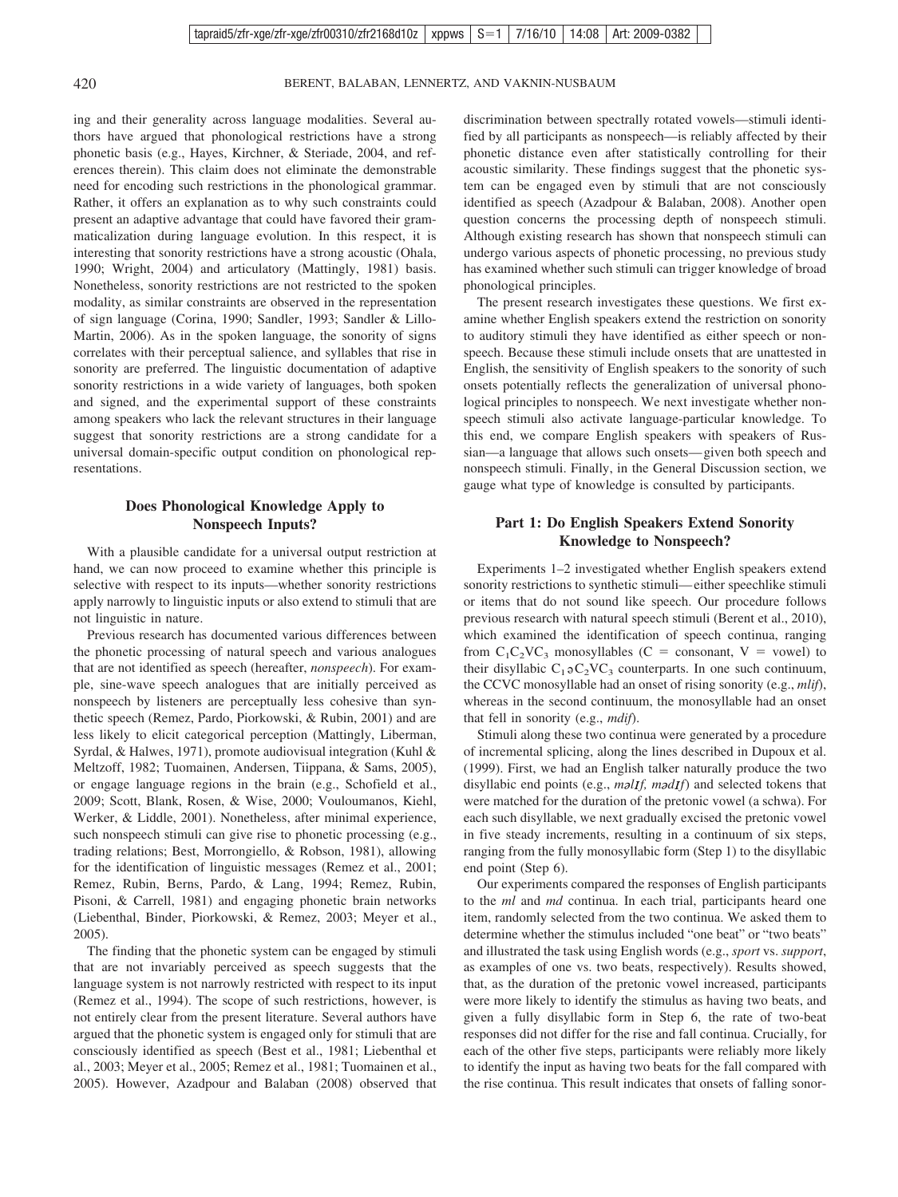ing and their generality across language modalities. Several authors have argued that phonological restrictions have a strong phonetic basis (e.g., Hayes, Kirchner, & Steriade, 2004, and references therein). This claim does not eliminate the demonstrable need for encoding such restrictions in the phonological grammar. Rather, it offers an explanation as to why such constraints could present an adaptive advantage that could have favored their grammaticalization during language evolution. In this respect, it is interesting that sonority restrictions have a strong acoustic (Ohala, 1990; Wright, 2004) and articulatory (Mattingly, 1981) basis. Nonetheless, sonority restrictions are not restricted to the spoken modality, as similar constraints are observed in the representation of sign language (Corina, 1990; Sandler, 1993; Sandler & Lillo-Martin, 2006). As in the spoken language, the sonority of signs correlates with their perceptual salience, and syllables that rise in sonority are preferred. The linguistic documentation of adaptive sonority restrictions in a wide variety of languages, both spoken and signed, and the experimental support of these constraints among speakers who lack the relevant structures in their language suggest that sonority restrictions are a strong candidate for a universal domain-specific output condition on phonological representations.

## Does Phonological Knowledge Apply to Nonspeech Inputs?

With a plausible candidate for a universal output restriction at hand, we can now proceed to examine whether this principle is selective with respect to its inputs—whether sonority restrictions apply narrowly to linguistic inputs or also extend to stimuli that are not linguistic in nature.

Previous research has documented various differences between the phonetic processing of natural speech and various analogues that are not identified as speech (hereafter, *nonspeech*). For example, sine-wave speech analogues that are initially perceived as nonspeech by listeners are perceptually less cohesive than synthetic speech (Remez, Pardo, Piorkowski, & Rubin, 2001) and are less likely to elicit categorical perception (Mattingly, Liberman, Syrdal, & Halwes, 1971), promote audiovisual integration (Kuhl & Meltzoff, 1982; Tuomainen, Andersen, Tiippana, & Sams, 2005), or engage language regions in the brain (e.g., Schofield et al., 2009; Scott, Blank, Rosen, & Wise, 2000; Vouloumanos, Kiehl, Werker, & Liddle, 2001). Nonetheless, after minimal experience, such nonspeech stimuli can give rise to phonetic processing (e.g., trading relations; Best, Morrongiello, & Robson, 1981), allowing for the identification of linguistic messages (Remez et al., 2001; Remez, Rubin, Berns, Pardo, & Lang, 1994; Remez, Rubin, Pisoni, & Carrell, 1981) and engaging phonetic brain networks (Liebenthal, Binder, Piorkowski, & Remez, 2003; Meyer et al., 2005).

The finding that the phonetic system can be engaged by stimuli that are not invariably perceived as speech suggests that the language system is not narrowly restricted with respect to its input (Remez et al., 1994). The scope of such restrictions, however, is not entirely clear from the present literature. Several authors have argued that the phonetic system is engaged only for stimuli that are consciously identified as speech (Best et al., 1981; Liebenthal et al., 2003; Meyer et al., 2005; Remez et al., 1981; Tuomainen et al., 2005). However, Azadpour and Balaban (2008) observed that discrimination between spectrally rotated vowels—stimuli identified by all participants as nonspeech—is reliably affected by their phonetic distance even after statistically controlling for their acoustic similarity. These findings suggest that the phonetic system can be engaged even by stimuli that are not consciously identified as speech (Azadpour & Balaban, 2008). Another open question concerns the processing depth of nonspeech stimuli. Although existing research has shown that nonspeech stimuli can undergo various aspects of phonetic processing, no previous study has examined whether such stimuli can trigger knowledge of broad phonological principles.

The present research investigates these questions. We first examine whether English speakers extend the restriction on sonority to auditory stimuli they have identified as either speech or nonspeech. Because these stimuli include onsets that are unattested in English, the sensitivity of English speakers to the sonority of such onsets potentially reflects the generalization of universal phonological principles to nonspeech. We next investigate whether nonspeech stimuli also activate language-particular knowledge. To this end, we compare English speakers with speakers of Russian—a language that allows such onsets—given both speech and nonspeech stimuli. Finally, in the General Discussion section, we gauge what type of knowledge is consulted by participants.

## Part 1: Do English Speakers Extend Sonority Knowledge to Nonspeech?

Experiments 1–2 investigated whether English speakers extend sonority restrictions to synthetic stimuli—either speechlike stimuli or items that do not sound like speech. Our procedure follows previous research with natural speech stimuli (Berent et al., 2010), which examined the identification of speech continua, ranging from $C_1C_2VC_3$ monosyllables (C = consonant, V = vowel) to their disyllabic $C_1əC_2VC_3$ counterparts. In one such continuum, the CCVC monosyllable had an onset of rising sonority (e.g., *mlif*), whereas in the second continuum, the monosyllable had an onset that fell in sonority (e.g., *mdif*).

Stimuli along these two continua were generated by a procedure of incremental splicing, along the lines described in Dupoux et al. (1999). First, we had an English talker naturally produce the two disyllabic end points (e.g., *məlɪf, mədɪf*) and selected tokens that were matched for the duration of the pretonic vowel (a schwa). For each such disyllable, we next gradually excised the pretonic vowel in five steady increments, resulting in a continuum of six steps, ranging from the fully monosyllabic form (Step 1) to the disyllabic end point (Step 6).

Our experiments compared the responses of English participants to the *ml* and *md* continua. In each trial, participants heard one item, randomly selected from the two continua. We asked them to determine whether the stimulus included "one beat" or "two beats" and illustrated the task using English words (e.g., *sport* vs. *support*, as examples of one vs. two beats, respectively). Results showed, that, as the duration of the pretonic vowel increased, participants were more likely to identify the stimulus as having two beats, and given a fully disyllabic form in Step 6, the rate of two-beat responses did not differ for the rise and fall continua. Crucially, for each of the other five steps, participants were reliably more likely to identify the input as having two beats for the fall compared with the rise continua. This result indicates that onsets of falling sonor-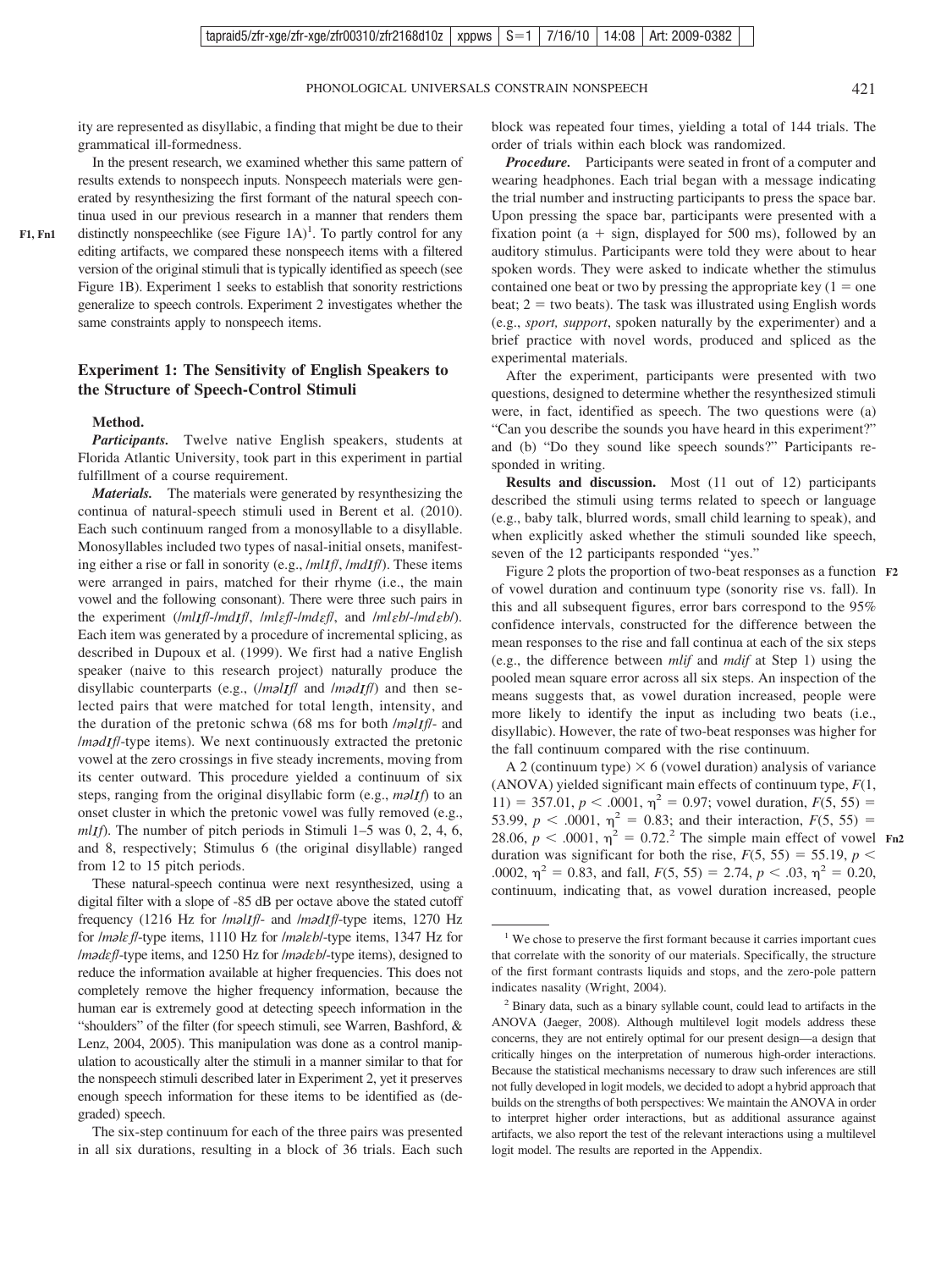ity are represented as disyllabic, a finding that might be due to their grammatical ill-formedness.

In the present research, we examined whether this same pattern of results extends to nonspeech inputs. Nonspeech materials were generated by resynthesizing the first formant of the natural speech continua used in our previous research in a manner that renders them distinctly nonspeechlike (see Figure 1A)[1]. To partly control for any editing artifacts, we compared these nonspeech items with a filtered version of the original stimuli that is typically identified as speech (see Figure 1B). Experiment 1 seeks to establish that sonority restrictions generalize to speech controls. Experiment 2 investigates whether the same constraints apply to nonspeech items.

## Experiment 1: The Sensitivity of English Speakers to the Structure of Speech-Control Stimuli

### Method.

***Participants.*** Twelve native English speakers, students at Florida Atlantic University, took part in this experiment in partial fulfillment of a course requirement.

***Materials.*** The materials were generated by resynthesizing the continua of natural-speech stimuli used in Berent et al. (2010). Each such continuum ranged from a monosyllable to a disyllable. Monosyllables included two types of nasal-initial onsets, manifesting either a rise or fall in sonority (e.g., /mlɪf/, /mdɪf/). These items were arranged in pairs, matched for their rhyme (i.e., the main vowel and the following consonant). There were three such pairs in the experiment (/mlɪf/-/mdɪf/, /mlɛf/-/mdɛf/, and /mlɛb/-/mdɛb/). Each item was generated by a procedure of incremental splicing, as described in Dupoux et al. (1999). We first had a native English speaker (naive to this research project) naturally produce the disyllabic counterparts (e.g., (/məlɪf/ and /mədɪf/) and then selected pairs that were matched for total length, intensity, and the duration of the pretonic schwa (68 ms for both /məlɪf/- and /mədɪf/-type items). We next continuously extracted the pretonic vowel at the zero crossings in five steady increments, moving from its center outward. This procedure yielded a continuum of six steps, ranging from the original disyllabic form (e.g., *məlɪf*) to an onset cluster in which the pretonic vowel was fully removed (e.g., *mlɪf*). The number of pitch periods in Stimuli 1–5 was 0, 2, 4, 6, and 8, respectively; Stimulus 6 (the original disyllable) ranged from 12 to 15 pitch periods.

These natural-speech continua were next resynthesized, using a digital filter with a slope of -85 dB per octave above the stated cutoff frequency (1216 Hz for /məlɪf/- and /mədɪf/-type items, 1270 Hz for /məlɛf/-type items, 1110 Hz for /məlɛb/-type items, 1347 Hz for /mədɛf/-type items, and 1250 Hz for /mədɛb/-type items), designed to reduce the information available at higher frequencies. This does not completely remove the higher frequency information, because the human ear is extremely good at detecting speech information in the "shoulders" of the filter (for speech stimuli, see Warren, Bashford, & Lenz, 2004, 2005). This manipulation was done as a control manipulation to acoustically alter the stimuli in a manner similar to that for the nonspeech stimuli described later in Experiment 2, yet it preserves enough speech information for these items to be identified as (degraded) speech.

The six-step continuum for each of the three pairs was presented in all six durations, resulting in a block of 36 trials. Each such block was repeated four times, yielding a total of 144 trials. The order of trials within each block was randomized.

***Procedure.*** Participants were seated in front of a computer and wearing headphones. Each trial began with a message indicating the trial number and instructing participants to press the space bar. Upon pressing the space bar, participants were presented with a fixation point (a + sign, displayed for 500 ms), followed by an auditory stimulus. Participants were told they were about to hear spoken words. They were asked to indicate whether the stimulus contained one beat or two by pressing the appropriate key (1 = one beat; 2 = two beats). The task was illustrated using English words (e.g., *sport, support*, spoken naturally by the experimenter) and a brief practice with novel words, produced and spliced as the experimental materials.

After the experiment, participants were presented with two questions, designed to determine whether the resynthesized stimuli were, in fact, identified as speech. The two questions were (a) "Can you describe the sounds you have heard in this experiment?" and (b) "Do they sound like speech sounds?" Participants responded in writing.

**Results and discussion.** Most (11 out of 12) participants described the stimuli using terms related to speech or language (e.g., baby talk, blurred words, small child learning to speak), and when explicitly asked whether the stimuli sounded like speech, seven of the 12 participants responded "yes."

Figure 2 plots the proportion of two-beat responses as a function of vowel duration and continuum type (sonority rise vs. fall). In this and all subsequent figures, error bars correspond to the 95% confidence intervals, constructed for the difference between the mean responses to the rise and fall continua at each of the six steps (e.g., the difference between *mlif* and *mdif* at Step 1) using the pooled mean square error across all six steps. An inspection of the means suggests that, as vowel duration increased, people were more likely to identify the input as including two beats (i.e., disyllabic). However, the rate of two-beat responses was higher for the fall continuum compared with the rise continuum.

A 2 (continuum type) × 6 (vowel duration) analysis of variance (ANOVA) yielded significant main effects of continuum type, $F(1, 11) = 357.01$, $p < .0001$, $\eta^2 = 0.97$; vowel duration, $F(5, 55) = 53.99$, $p < .0001$, $\eta^2 = 0.83$; and their interaction, $F(5, 55) = 28.06$, $p < .0001$, $\eta^2 = 0.72$.[2] The simple main effect of vowel duration was significant for both the rise, $F(5, 55) = 55.19$, $p < .0002$, $\eta^2 = 0.83$, and fall, $F(5, 55) = 2.74$, $p < .03$, $\eta^2 = 0.20$, continuum, indicating that, as vowel duration increased, people

---

[1] We chose to preserve the first formant because it carries important cues that correlate with the sonority of our materials. Specifically, the structure of the first formant contrasts liquids and stops, and the zero-pole pattern indicates nasality (Wright, 2004).

[2] Binary data, such as a binary syllable count, could lead to artifacts in the ANOVA (Jaeger, 2008). Although multilevel logit models address these concerns, they are not entirely optimal for our present design—a design that critically hinges on the interpretation of numerous high-order interactions. Because the statistical mechanisms necessary to draw such inferences are still not fully developed in logit models, we decided to adopt a hybrid approach that builds on the strengths of both perspectives: We maintain the ANOVA in order to interpret higher order interactions, but as additional assurance against artifacts, we also report the test of the relevant interactions using a multilevel logit model. The results are reported in the Appendix.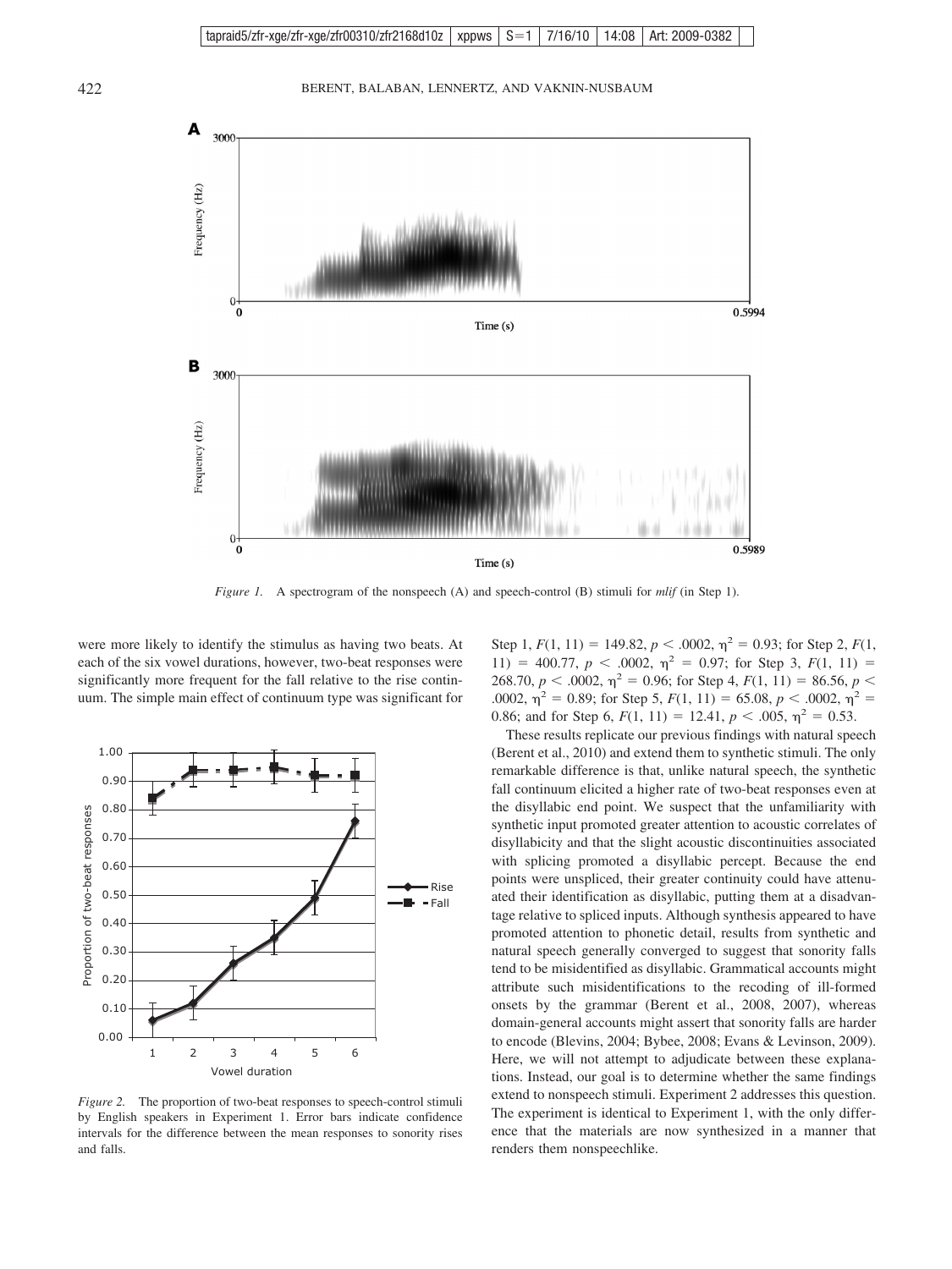*Figure 1.* A spectrogram of the nonspeech (A) and speech-control (B) stimuli for *mlif* (in Step 1).

were more likely to identify the stimulus as having two beats. At each of the six vowel durations, however, two-beat responses were significantly more frequent for the fall relative to the rise continuum. The simple main effect of continuum type was significant for Step 1, $F(1, 11) = 149.82$, $p < .0002$, $\eta^2 = 0.93$; for Step 2, $F(1, 11) = 400.77$, $p < .0002$, $\eta^2 = 0.97$; for Step 3, $F(1, 11) = 268.70$, $p < .0002$, $\eta^2 = 0.96$; for Step 4, $F(1, 11) = 86.56$, $p < .0002$, $\eta^2 = 0.89$; for Step 5, $F(1, 11) = 65.08$, $p < .0002$, $\eta^2 = 0.86$; and for Step 6, $F(1, 11) = 12.41$, $p < .005$, $\eta^2 = 0.53$.

*Figure 2.* The proportion of two-beat responses to speech-control stimuli by English speakers in Experiment 1. Error bars indicate confidence intervals for the difference between the mean responses to sonority rises and falls.

These results replicate our previous findings with natural speech (Berent et al., 2010) and extend them to synthetic stimuli. The only remarkable difference is that, unlike natural speech, the synthetic fall continuum elicited a higher rate of two-beat responses even at the disyllabic end point. We suspect that the unfamiliarity with synthetic input promoted greater attention to acoustic correlates of disyllabicity and that the slight acoustic discontinuities associated with splicing promoted a disyllabic percept. Because the end points were unspliced, their greater continuity could have attenuated their identification as disyllabic, putting them at a disadvantage relative to spliced inputs. Although synthesis appeared to have promoted attention to phonetic detail, results from synthetic and natural speech generally converged to suggest that sonority falls tend to be misidentified as disyllabic. Grammatical accounts might attribute such misidentifications to the recoding of ill-formed onsets by the grammar (Berent et al., 2008, 2007), whereas domain-general accounts might assert that sonority falls are harder to encode (Blevins, 2004; Bybee, 2008; Evans & Levinson, 2009). Here, we will not attempt to adjudicate between these explanations. Instead, our goal is to determine whether the same findings extend to nonspeech stimuli. Experiment 2 addresses this question. The experiment is identical to Experiment 1, with the only difference that the materials are now synthesized in a manner that renders them nonspeechlike.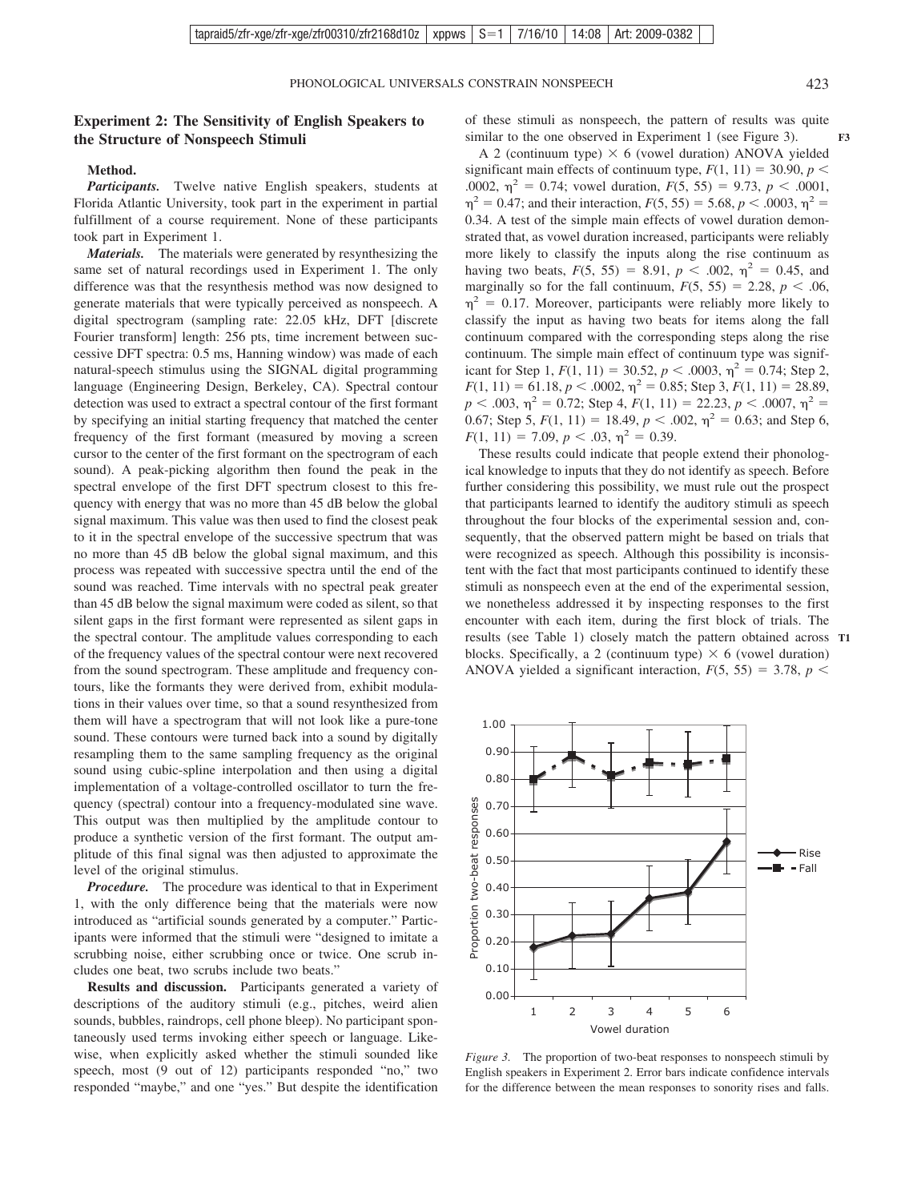## Experiment 2: The Sensitivity of English Speakers to the Structure of Nonspeech Stimuli

### Method.

***Participants.*** Twelve native English speakers, students at Florida Atlantic University, took part in the experiment in partial fulfillment of a course requirement. None of these participants took part in Experiment 1.

***Materials.*** The materials were generated by resynthesizing the same set of natural recordings used in Experiment 1. The only difference was that the resynthesis method was now designed to generate materials that were typically perceived as nonspeech. A digital spectrogram (sampling rate: 22.05 kHz, DFT [discrete Fourier transform] length: 256 pts, time increment between successive DFT spectra: 0.5 ms, Hanning window) was made of each natural-speech stimulus using the SIGNAL digital programming language (Engineering Design, Berkeley, CA). Spectral contour detection was used to extract a spectral contour of the first formant by specifying an initial starting frequency that matched the center frequency of the first formant (measured by moving a screen cursor to the center of the first formant on the spectrogram of each sound). A peak-picking algorithm then found the peak in the spectral envelope of the first DFT spectrum closest to this frequency with energy that was no more than 45 dB below the global signal maximum. This value was then used to find the closest peak to it in the spectral envelope of the successive spectrum that was no more than 45 dB below the global signal maximum, and this process was repeated with successive spectra until the end of the sound was reached. Time intervals with no spectral peak greater than 45 dB below the signal maximum were coded as silent, so that silent gaps in the first formant were represented as silent gaps in the spectral contour. The amplitude values corresponding to each of the frequency values of the spectral contour were next recovered from the sound spectrogram. These amplitude and frequency contours, like the formants they were derived from, exhibit modulations in their values over time, so that a sound resynthesized from them will have a spectrogram that will not look like a pure-tone sound. These contours were turned back into a sound by digitally resampling them to the same sampling frequency as the original sound using cubic-spline interpolation and then using a digital implementation of a voltage-controlled oscillator to turn the frequency (spectral) contour into a frequency-modulated sine wave. This output was then multiplied by the amplitude contour to produce a synthetic version of the first formant. The output amplitude of this final signal was then adjusted to approximate the level of the original stimulus.

***Procedure.*** The procedure was identical to that in Experiment 1, with the only difference being that the materials were now introduced as "artificial sounds generated by a computer." Participants were informed that the stimuli were "designed to imitate a scrubbing noise, either scrubbing once or twice. One scrub includes one beat, two scrubs include two beats."

**Results and discussion.** Participants generated a variety of descriptions of the auditory stimuli (e.g., pitches, weird alien sounds, bubbles, raindrops, cell phone bleep). No participant spontaneously used terms invoking either speech or language. Likewise, when explicitly asked whether the stimuli sounded like speech, most (9 out of 12) participants responded "no," two responded "maybe," and one "yes." But despite the identification of these stimuli as nonspeech, the pattern of results was quite similar to the one observed in Experiment 1 (see Figure 3).

A 2 (continuum type) × 6 (vowel duration) ANOVA yielded significant main effects of continuum type, $F(1, 11) = 30.90$, $p < .0002$, $\eta^2 = 0.74$; vowel duration, $F(5, 55) = 9.73$, $p < .0001$, $\eta^2 = 0.47$; and their interaction, $F(5, 55) = 5.68$, $p < .0003$, $\eta^2 = 0.34$. A test of the simple main effects of vowel duration demonstrated that, as vowel duration increased, participants were reliably more likely to classify the inputs along the rise continuum as having two beats, $F(5, 55) = 8.91$, $p < .002$, $\eta^2 = 0.45$, and marginally so for the fall continuum, $F(5, 55) = 2.28$, $p < .06$, $\eta^2 = 0.17$. Moreover, participants were reliably more likely to classify the input as having two beats for items along the fall continuum compared with the corresponding steps along the rise continuum. The simple main effect of continuum type was significant for Step 1, $F(1, 11) = 30.52$, $p < .0003$, $\eta^2 = 0.74$; Step 2, $F(1, 11) = 61.18$, $p < .0002$, $\eta^2 = 0.85$; Step 3, $F(1, 11) = 28.89$, $p < .003$, $\eta^2 = 0.72$; Step 4, $F(1, 11) = 22.23$, $p < .0007$, $\eta^2 = 0.67$; Step 5, $F(1, 11) = 18.49$, $p < .002$, $\eta^2 = 0.63$; and Step 6, $F(1, 11) = 7.09$, $p < .03$, $\eta^2 = 0.39$.

These results could indicate that people extend their phonological knowledge to inputs that they do not identify as speech. Before further considering this possibility, we must rule out the prospect that participants learned to identify the auditory stimuli as speech throughout the four blocks of the experimental session and, consequently, that the observed pattern might be based on trials that were recognized as speech. Although this possibility is inconsistent with the fact that most participants continued to identify these stimuli as nonspeech even at the end of the experimental session, we nonetheless addressed it by inspecting responses to the first encounter with each item, during the first block of trials. The results (see Table 1) closely match the pattern obtained across blocks. Specifically, a 2 (continuum type) × 6 (vowel duration) ANOVA yielded a significant interaction, $F(5, 55) = 3.78$, $p <$

Proportion two-beat responses
1.00
0.90
0.80
0.70
0.60
0.50
0.40
0.30
0.20
0.10
0.00
1 2 3 4 5 6
Vowel duration
Rise
Fall

*Figure 3.* The proportion of two-beat responses to nonspeech stimuli by English speakers in Experiment 2. Error bars indicate confidence intervals for the difference between the mean responses to sonority rises and falls.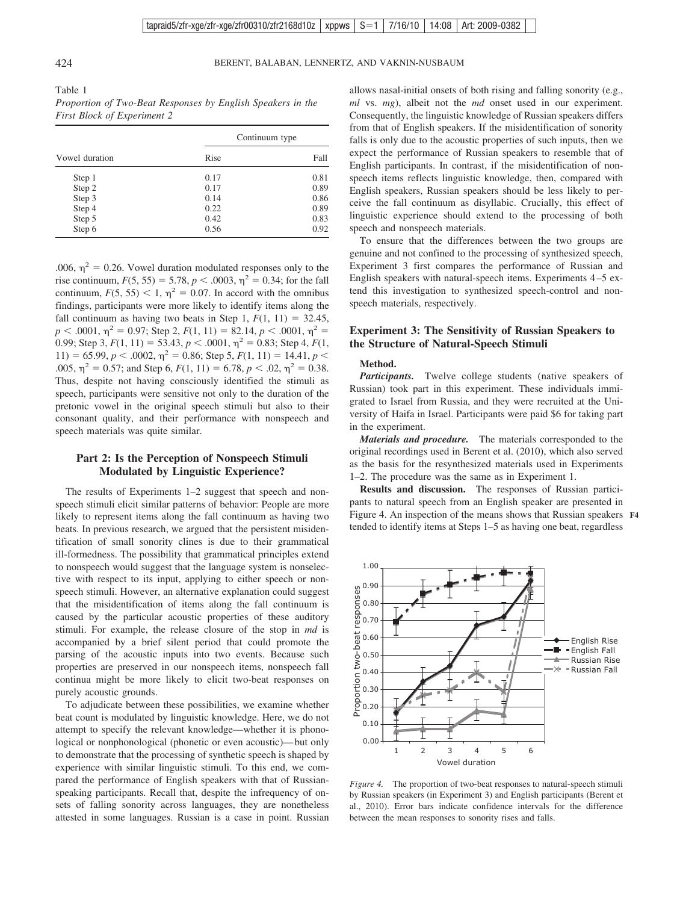Table 1

*Proportion of Two-Beat Responses by English Speakers in the First Block of Experiment 2*

| Vowel duration | Continuum type | |
|---|---|---|
| | Rise | Fall |
| Step 1 | 0.17 | 0.81 |
| Step 2 | 0.17 | 0.89 |
| Step 3 | 0.14 | 0.86 |
| Step 4 | 0.22 | 0.89 |
| Step 5 | 0.42 | 0.83 |
| Step 6 | 0.56 | 0.92 |

.006, $\eta^2 = 0.26$. Vowel duration modulated responses only to the rise continuum, $F(5, 55) = 5.78$, $p < .0003$, $\eta^2 = 0.34$; for the fall continuum, $F(5, 55) < 1$, $\eta^2 = 0.07$. In accord with the omnibus findings, participants were more likely to identify items along the fall continuum as having two beats in Step 1, $F(1, 11) = 32.45$, $p < .0001$, $\eta^2 = 0.97$; Step 2, $F(1, 11) = 82.14$, $p < .0001$, $\eta^2 = 0.99$; Step 3, $F(1, 11) = 53.43$, $p < .0001$, $\eta^2 = 0.83$; Step 4, $F(1, 11) = 65.99$, $p < .0002$, $\eta^2 = 0.86$; Step 5, $F(1, 11) = 14.41$, $p < .005$, $\eta^2 = 0.57$; and Step 6, $F(1, 11) = 6.78$, $p < .02$, $\eta^2 = 0.38$. Thus, despite not having consciously identified the stimuli as speech, participants were sensitive not only to the duration of the pretonic vowel in the original speech stimuli but also to their consonant quality, and their performance with nonspeech and speech materials was quite similar.

## Part 2: Is the Perception of Nonspeech Stimuli Modulated by Linguistic Experience?

The results of Experiments 1–2 suggest that speech and nonspeech stimuli elicit similar patterns of behavior: People are more likely to represent items along the fall continuum as having two beats. In previous research, we argued that the persistent misidentification of small sonority clines is due to their grammatical ill-formedness. The possibility that grammatical principles extend to nonspeech would suggest that the language system is nonselective with respect to its input, applying to either speech or nonspeech stimuli. However, an alternative explanation could suggest that the misidentification of items along the fall continuum is caused by the particular acoustic properties of these auditory stimuli. For example, the release closure of the stop in *md* is accompanied by a brief silent period that could promote the parsing of the acoustic inputs into two events. Because such properties are preserved in our nonspeech items, nonspeech fall continua might be more likely to elicit two-beat responses on purely acoustic grounds.

To adjudicate between these possibilities, we examine whether beat count is modulated by linguistic knowledge. Here, we do not attempt to specify the relevant knowledge—whether it is phonological or nonphonological (phonetic or even acoustic)—but only to demonstrate that the processing of synthetic speech is shaped by experience with similar linguistic stimuli. To this end, we compared the performance of English speakers with that of Russian-speaking participants. Recall that, despite the infrequency of onsets of falling sonority across languages, they are nonetheless attested in some languages. Russian is a case in point. Russian allows nasal-initial onsets of both rising and falling sonority (e.g., *ml* vs. *mg*), albeit not the *md* onset used in our experiment. Consequently, the linguistic knowledge of Russian speakers differs from that of English speakers. If the misidentification of sonority falls is only due to the acoustic properties of such inputs, then we expect the performance of Russian speakers to resemble that of English participants. In contrast, if the misidentification of nonspeech items reflects linguistic knowledge, then, compared with English speakers, Russian speakers should be less likely to perceive the fall continuum as disyllabic. Crucially, this effect of linguistic experience should extend to the processing of both speech and nonspeech materials.

To ensure that the differences between the two groups are genuine and not confined to the processing of synthesized speech, Experiment 3 first compares the performance of Russian and English speakers with natural-speech items. Experiments 4–5 extend this investigation to synthesized speech-control and nonspeech materials, respectively.

### Experiment 3: The Sensitivity of Russian Speakers to the Structure of Natural-Speech Stimuli

#### Method.

***Participants.*** Twelve college students (native speakers of Russian) took part in this experiment. These individuals immigrated to Israel from Russia, and they were recruited at the University of Haifa in Israel. Participants were paid $6 for taking part in the experiment.

***Materials and procedure.*** The materials corresponded to the original recordings used in Berent et al. (2010), which also served as the basis for the resynthesized materials used in Experiments 1–2. The procedure was the same as in Experiment 1.

**Results and discussion.** The responses of Russian participants to natural speech from an English speaker are presented in Figure 4. An inspection of the means shows that Russian speakers tended to identify items at Steps 1–5 as having one beat, regardless

*Figure 4.* The proportion of two-beat responses to natural-speech stimuli by Russian speakers (in Experiment 3) and English participants (Berent et al., 2010). Error bars indicate confidence intervals for the difference between the mean responses to sonority rises and falls.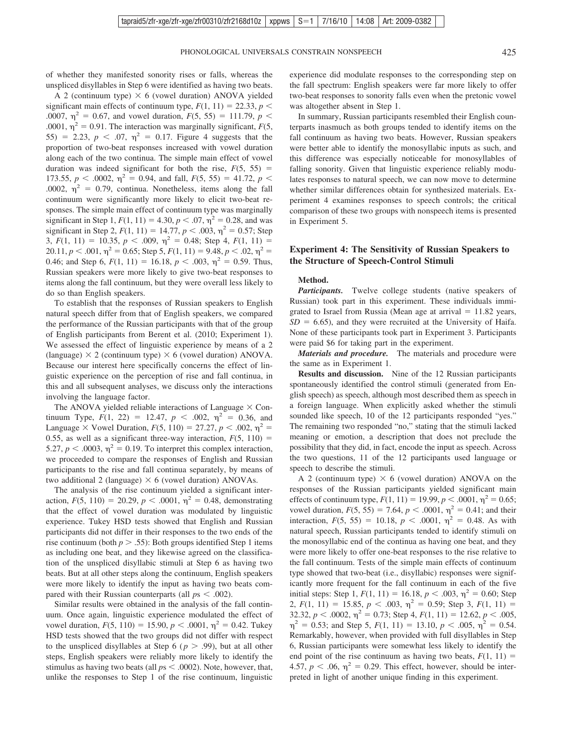of whether they manifested sonority rises or falls, whereas the unspliced disyllables in Step 6 were identified as having two beats.

A 2 (continuum type) × 6 (vowel duration) ANOVA yielded significant main effects of continuum type, $F(1, 11) = 22.33$, $p < .0007$, $\eta^2 = 0.67$, and vowel duration, $F(5, 55) = 111.79$, $p < .0001$, $\eta^2 = 0.91$. The interaction was marginally significant, $F(5, 55) = 2.23$, $p < .07$, $\eta^2 = 0.17$. Figure 4 suggests that the proportion of two-beat responses increased with vowel duration along each of the two continua. The simple main effect of vowel duration was indeed significant for both the rise, $F(5, 55) = 173.55$, $p < .0002$, $\eta^2 = 0.94$, and fall, $F(5, 55) = 41.72$, $p < .0002$, $\eta^2 = 0.79$, continua. Nonetheless, items along the fall continuum were significantly more likely to elicit two-beat responses. The simple main effect of continuum type was marginally significant in Step 1, $F(1, 11) = 4.30$, $p < .07$, $\eta^2 = 0.28$, and was significant in Step 2, $F(1, 11) = 14.77$, $p < .003$, $\eta^2 = 0.57$; Step 3, $F(1, 11) = 10.35$, $p < .009$, $\eta^2 = 0.48$; Step 4, $F(1, 11) = 20.11$, $p < .001$, $\eta^2 = 0.65$; Step 5, $F(1, 11) = 9.48$, $p < .02$, $\eta^2 = 0.46$; and Step 6, $F(1, 11) = 16.18$, $p < .003$, $\eta^2 = 0.59$. Thus, Russian speakers were more likely to give two-beat responses to items along the fall continuum, but they were overall less likely to do so than English speakers.

To establish that the responses of Russian speakers to English natural speech differ from that of English speakers, we compared the performance of the Russian participants with that of the group of English participants from Berent et al. (2010; Experiment 1). We assessed the effect of linguistic experience by means of a 2 (language) × 2 (continuum type) × 6 (vowel duration) ANOVA. Because our interest here specifically concerns the effect of linguistic experience on the perception of rise and fall continua, in this and all subsequent analyses, we discuss only the interactions involving the language factor.

The ANOVA yielded reliable interactions of Language × Continuum Type, $F(1, 22) = 12.47$, $p < .002$, $\eta^2 = 0.36$, and Language × Vowel Duration, $F(5, 110) = 27.27$, $p < .002$, $\eta^2 = 0.55$, as well as a significant three-way interaction, $F(5, 110) = 5.27$, $p < .0003$, $\eta^2 = 0.19$. To interpret this complex interaction, we proceeded to compare the responses of English and Russian participants to the rise and fall continua separately, by means of two additional 2 (language) × 6 (vowel duration) ANOVAs.

The analysis of the rise continuum yielded a significant interaction, $F(5, 110) = 20.29$, $p < .0001$, $\eta^2 = 0.48$, demonstrating that the effect of vowel duration was modulated by linguistic experience. Tukey HSD tests showed that English and Russian participants did not differ in their responses to the two ends of the rise continuum (both $p > .55$): Both groups identified Step 1 items as including one beat, and they likewise agreed on the classification of the unspliced disyllabic stimuli at Step 6 as having two beats. But at all other steps along the continuum, English speakers were more likely to identify the input as having two beats compared with their Russian counterparts (all $p$s $< .002$).

Similar results were obtained in the analysis of the fall continuum. Once again, linguistic experience modulated the effect of vowel duration, $F(5, 110) = 15.90$, $p < .0001$, $\eta^2 = 0.42$. Tukey HSD tests showed that the two groups did not differ with respect to the unspliced disyllables at Step 6 ($p > .99$), but at all other steps, English speakers were reliably more likely to identify the stimulus as having two beats (all $p$s $< .0002$). Note, however, that, unlike the responses to Step 1 of the rise continuum, linguistic experience did modulate responses to the corresponding step on the fall spectrum: English speakers were far more likely to offer two-beat responses to sonority falls even when the pretonic vowel was altogether absent in Step 1.

In summary, Russian participants resembled their English counterparts inasmuch as both groups tended to identify items on the fall continuum as having two beats. However, Russian speakers were better able to identify the monosyllabic inputs as such, and this difference was especially noticeable for monosyllables of falling sonority. Given that linguistic experience reliably modulates responses to natural speech, we can now move to determine whether similar differences obtain for synthesized materials. Experiment 4 examines responses to speech controls; the critical comparison of these two groups with nonspeech items is presented in Experiment 5.

### Experiment 4: The Sensitivity of Russian Speakers to the Structure of Speech-Control Stimuli

#### Method.

***Participants.*** Twelve college students (native speakers of Russian) took part in this experiment. These individuals immigrated to Israel from Russia (Mean age at arrival = 11.82 years, $SD = 6.65$), and they were recruited at the University of Haifa. None of these participants took part in Experiment 3. Participants were paid $6 for taking part in the experiment.

***Materials and procedure.*** The materials and procedure were the same as in Experiment 1.

**Results and discussion.** Nine of the 12 Russian participants spontaneously identified the control stimuli (generated from English speech) as speech, although most described them as speech in a foreign language. When explicitly asked whether the stimuli sounded like speech, 10 of the 12 participants responded "yes." The remaining two responded "no," stating that the stimuli lacked meaning or emotion, a description that does not preclude the possibility that they did, in fact, encode the input as speech. Across the two questions, 11 of the 12 participants used language or speech to describe the stimuli.

A 2 (continuum type) × 6 (vowel duration) ANOVA on the responses of the Russian participants yielded significant main effects of continuum type, $F(1, 11) = 19.99$, $p < .0001$, $\eta^2 = 0.65$; vowel duration, $F(5, 55) = 7.64$, $p < .0001$, $\eta^2 = 0.41$; and their interaction, $F(5, 55) = 10.18$, $p < .0001$, $\eta^2 = 0.48$. As with natural speech, Russian participants tended to identify stimuli on the monosyllabic end of the continua as having one beat, and they were more likely to offer one-beat responses to the rise relative to the fall continuum. Tests of the simple main effects of continuum type showed that two-beat (i.e., disyllabic) responses were significantly more frequent for the fall continuum in each of the five initial steps: Step 1, $F(1, 11) = 16.18$, $p < .003$, $\eta^2 = 0.60$; Step 2, $F(1, 11) = 15.85$, $p < .003$, $\eta^2 = 0.59$; Step 3, $F(1, 11) = 32.32$, $p < .0002$, $\eta^2 = 0.73$; Step 4, $F(1, 11) = 12.62$, $p < .005$, $\eta^2 = 0.53$; and Step 5, $F(1, 11) = 13.10$, $p < .005$, $\eta^2 = 0.54$. Remarkably, however, when provided with full disyllables in Step 6, Russian participants were somewhat less likely to identify the end point of the rise continuum as having two beats, $F(1, 11) = 4.57$, $p < .06$, $\eta^2 = 0.29$. This effect, however, should be interpreted in light of another unique finding in this experiment.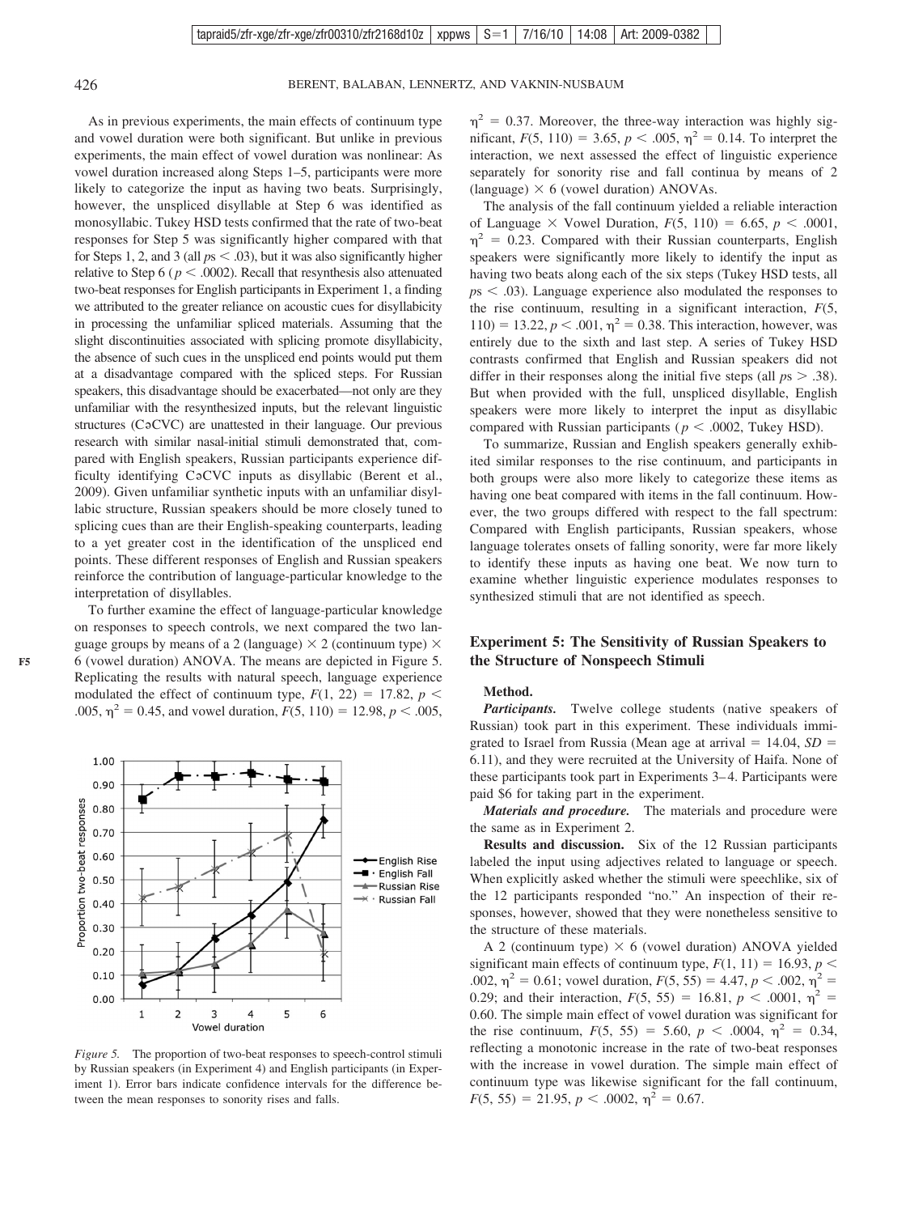As in previous experiments, the main effects of continuum type and vowel duration were both significant. But unlike in previous experiments, the main effect of vowel duration was nonlinear: As vowel duration increased along Steps 1–5, participants were more likely to categorize the input as having two beats. Surprisingly, however, the unspliced disyllable at Step 6 was identified as monosyllabic. Tukey HSD tests confirmed that the rate of two-beat responses for Step 5 was significantly higher compared with that for Steps 1, 2, and 3 (all $ps < .03$), but it was also significantly higher relative to Step 6 ($p < .0002$). Recall that resynthesis also attenuated two-beat responses for English participants in Experiment 1, a finding we attributed to the greater reliance on acoustic cues for disyllabicity in processing the unfamiliar spliced materials. Assuming that the slight discontinuities associated with splicing promote disyllabicity, the absence of such cues in the unspliced end points would put them at a disadvantage compared with the spliced steps. For Russian speakers, this disadvantage should be exacerbated—not only are they unfamiliar with the resynthesized inputs, but the relevant linguistic structures (CəCVC) are unattested in their language. Our previous research with similar nasal-initial stimuli demonstrated that, compared with English speakers, Russian participants experience difficulty identifying CəCVC inputs as disyllabic (Berent et al., 2009). Given unfamiliar synthetic inputs with an unfamiliar disyllabic structure, Russian speakers should be more closely tuned to splicing cues than are their English-speaking counterparts, leading to a yet greater cost in the identification of the unspliced end points. These different responses of English and Russian speakers reinforce the contribution of language-particular knowledge to the interpretation of disyllables.

To further examine the effect of language-particular knowledge on responses to speech controls, we next compared the two language groups by means of a 2 (language) × 2 (continuum type) × 6 (vowel duration) ANOVA. The means are depicted in Figure 5. Replicating the results with natural speech, language experience modulated the effect of continuum type, $F(1, 22) = 17.82$, $p < .005$, $\eta^2 = 0.45$, and vowel duration, $F(5, 110) = 12.98$, $p < .005$, $\eta^2 = 0.37$. Moreover, the three-way interaction was highly significant, $F(5, 110) = 3.65$, $p < .005$, $\eta^2 = 0.14$. To interpret the interaction, we next assessed the effect of linguistic experience separately for sonority rise and fall continua by means of 2 (language) × 6 (vowel duration) ANOVAs.

*Figure 5.* The proportion of two-beat responses to speech-control stimuli by Russian speakers (in Experiment 4) and English participants (in Experiment 1). Error bars indicate confidence intervals for the difference between the mean responses to sonority rises and falls.

The analysis of the fall continuum yielded a reliable interaction of Language × Vowel Duration, $F(5, 110) = 6.65$, $p < .0001$, $\eta^2 = 0.23$. Compared with their Russian counterparts, English speakers were significantly more likely to identify the input as having two beats along each of the six steps (Tukey HSD tests, all $ps < .03$). Language experience also modulated the responses to the rise continuum, resulting in a significant interaction, $F(5, 110) = 13.22$, $p < .001$, $\eta^2 = 0.38$. This interaction, however, was entirely due to the sixth and last step. A series of Tukey HSD contrasts confirmed that English and Russian speakers did not differ in their responses along the initial five steps (all $ps > .38$). But when provided with the full, unspliced disyllable, English speakers were more likely to interpret the input as disyllabic compared with Russian participants ($p < .0002$, Tukey HSD).

To summarize, Russian and English speakers generally exhibited similar responses to the rise continuum, and participants in both groups were also more likely to categorize these items as having one beat compared with items in the fall continuum. However, the two groups differed with respect to the fall spectrum: Compared with English participants, Russian speakers, whose language tolerates onsets of falling sonority, were far more likely to identify these inputs as having one beat. We now turn to examine whether linguistic experience modulates responses to synthesized stimuli that are not identified as speech.

## Experiment 5: The Sensitivity of Russian Speakers to the Structure of Nonspeech Stimuli

### Method.

***Participants.*** Twelve college students (native speakers of Russian) took part in this experiment. These individuals immigrated to Israel from Russia (Mean age at arrival = 14.04, $SD$ = 6.11), and they were recruited at the University of Haifa. None of these participants took part in Experiments 3–4. Participants were paid \$6 for taking part in the experiment.

***Materials and procedure.*** The materials and procedure were the same as in Experiment 2.

**Results and discussion.** Six of the 12 Russian participants labeled the input using adjectives related to language or speech. When explicitly asked whether the stimuli were speechlike, six of the 12 participants responded "no." An inspection of their responses, however, showed that they were nonetheless sensitive to the structure of these materials.

A 2 (continuum type) × 6 (vowel duration) ANOVA yielded significant main effects of continuum type, $F(1, 11) = 16.93$, $p < .002$, $\eta^2 = 0.61$; vowel duration, $F(5, 55) = 4.47$, $p < .002$, $\eta^2 = 0.29$; and their interaction, $F(5, 55) = 16.81$, $p < .0001$, $\eta^2 = 0.60$. The simple main effect of vowel duration was significant for the rise continuum, $F(5, 55) = 5.60$, $p < .0004$, $\eta^2 = 0.34$, reflecting a monotonic increase in the rate of two-beat responses with the increase in vowel duration. The simple main effect of continuum type was likewise significant for the fall continuum, $F(5, 55) = 21.95$, $p < .0002$, $\eta^2 = 0.67$.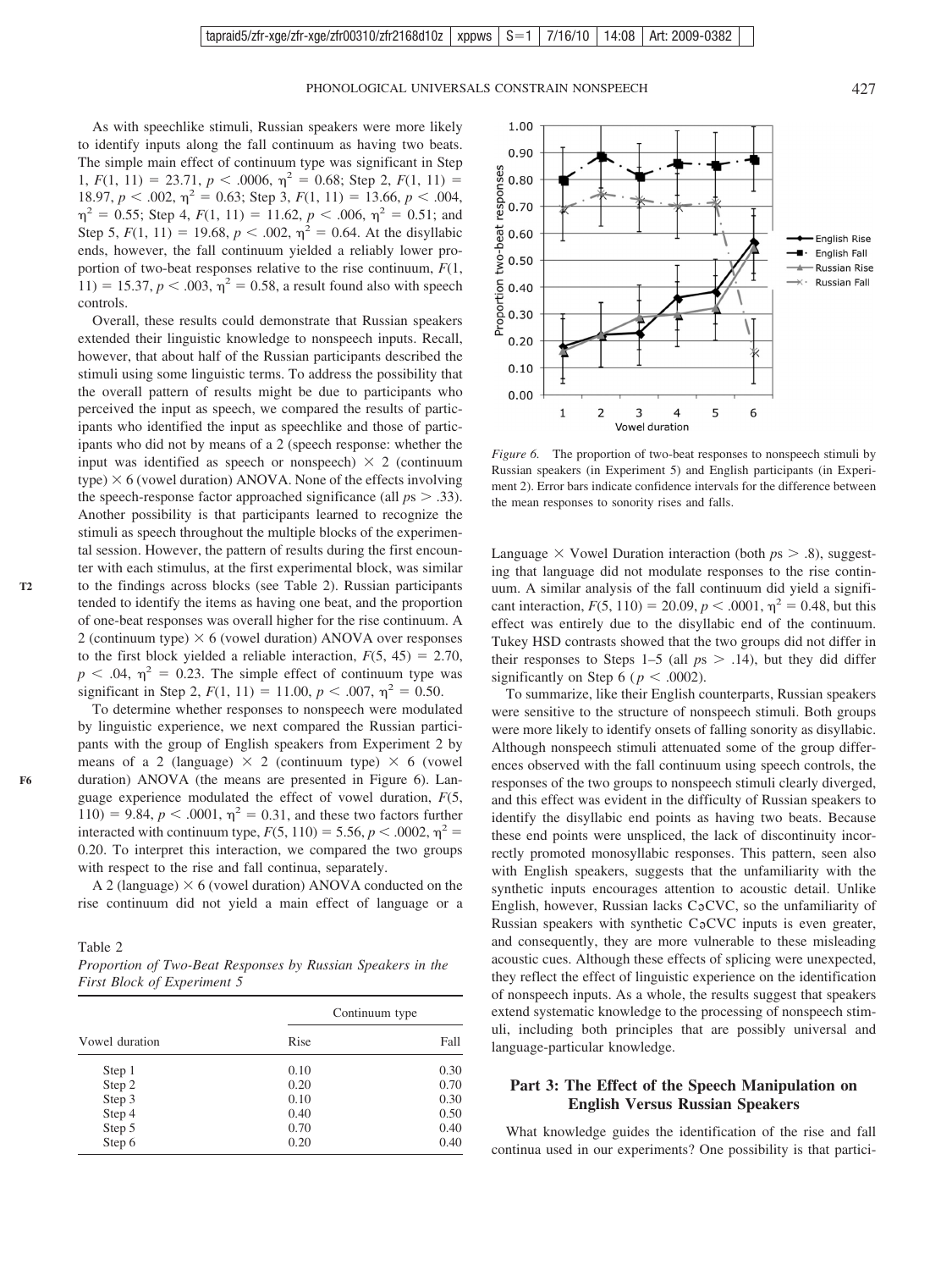As with speechlike stimuli, Russian speakers were more likely to identify inputs along the fall continuum as having two beats. The simple main effect of continuum type was significant in Step 1, $F(1, 11) = 23.71$, $p < .0006$, $\eta^2 = 0.68$; Step 2, $F(1, 11) = 18.97$, $p < .002$, $\eta^2 = 0.63$; Step 3, $F(1, 11) = 13.66$, $p < .004$, $\eta^2 = 0.55$; Step 4, $F(1, 11) = 11.62$, $p < .006$, $\eta^2 = 0.51$; and Step 5, $F(1, 11) = 19.68$, $p < .002$, $\eta^2 = 0.64$. At the disyllabic ends, however, the fall continuum yielded a reliably lower proportion of two-beat responses relative to the rise continuum, $F(1, 11) = 15.37$, $p < .003$, $\eta^2 = 0.58$, a result found also with speech controls.

Overall, these results could demonstrate that Russian speakers extended their linguistic knowledge to nonspeech inputs. Recall, however, that about half of the Russian participants described the stimuli using some linguistic terms. To address the possibility that the overall pattern of results might be due to participants who perceived the input as speech, we compared the results of participants who identified the input as speechlike and those of participants who did not by means of a 2 (speech response: whether the input was identified as speech or nonspeech) × 2 (continuum type) × 6 (vowel duration) ANOVA. None of the effects involving the speech-response factor approached significance (all $p$s > .33). Another possibility is that participants learned to recognize the stimuli as speech throughout the multiple blocks of the experimental session. However, the pattern of results during the first encounter with each stimulus, at the first experimental block, was similar to the findings across blocks (see Table 2). Russian participants tended to identify the items as having one beat, and the proportion of one-beat responses was overall higher for the rise continuum. A 2 (continuum type) × 6 (vowel duration) ANOVA over responses to the first block yielded a reliable interaction, $F(5, 45) = 2.70$, $p < .04$, $\eta^2 = 0.23$. The simple effect of continuum type was significant in Step 2, $F(1, 11) = 11.00$, $p < .007$, $\eta^2 = 0.50$.

To determine whether responses to nonspeech were modulated by linguistic experience, we next compared the Russian participants with the group of English speakers from Experiment 2 by means of a 2 (language) × 2 (continuum type) × 6 (vowel duration) ANOVA (the means are presented in Figure 6). Language experience modulated the effect of vowel duration, $F(5, 110) = 9.84$, $p < .0001$, $\eta^2 = 0.31$, and these two factors further interacted with continuum type, $F(5, 110) = 5.56$, $p < .0002$, $\eta^2 = 0.20$. To interpret this interaction, we compared the two groups with respect to the rise and fall continua, separately.

A 2 (language) × 6 (vowel duration) ANOVA conducted on the rise continuum did not yield a main effect of language or a Language × Vowel Duration interaction (both $p$s > .8), suggesting that language did not modulate responses to the rise continuum. A similar analysis of the fall continuum did yield a significant interaction, $F(5, 110) = 20.09$, $p < .0001$, $\eta^2 = 0.48$, but this effect was entirely due to the disyllabic end of the continuum. Tukey HSD contrasts showed that the two groups did not differ in their responses to Steps 1–5 (all $p$s > .14), but they did differ significantly on Step 6 ($p < .0002$).

Table 2
*Proportion of Two-Beat Responses by Russian Speakers in the First Block of Experiment 5*

| Vowel duration | Continuum type | |
|---|---|---|
| | Rise | Fall |
| Step 1 | 0.10 | 0.30 |
| Step 2 | 0.20 | 0.70 |
| Step 3 | 0.10 | 0.30 |
| Step 4 | 0.40 | 0.50 |
| Step 5 | 0.70 | 0.40 |
| Step 6 | 0.20 | 0.40 |

*Figure 6.* The proportion of two-beat responses to nonspeech stimuli by Russian speakers (in Experiment 5) and English participants (in Experiment 2). Error bars indicate confidence intervals for the difference between the mean responses to sonority rises and falls.

To summarize, like their English counterparts, Russian speakers were sensitive to the structure of nonspeech stimuli. Both groups were more likely to identify onsets of falling sonority as disyllabic. Although nonspeech stimuli attenuated some of the group differences observed with the fall continuum using speech controls, the responses of the two groups to nonspeech stimuli clearly diverged, and this effect was evident in the difficulty of Russian speakers to identify the disyllabic end points as having two beats. Because these end points were unspliced, the lack of discontinuity incorrectly promoted monosyllabic responses. This pattern, seen also with English speakers, suggests that the unfamiliarity with the synthetic inputs encourages attention to acoustic detail. Unlike English, however, Russian lacks CəCVC, so the unfamiliarity of Russian speakers with synthetic CəCVC inputs is even greater, and consequently, they are more vulnerable to these misleading acoustic cues. Although these effects of splicing were unexpected, they reflect the effect of linguistic experience on the identification of nonspeech inputs. As a whole, the results suggest that speakers extend systematic knowledge to the processing of nonspeech stimuli, including both principles that are possibly universal and language-particular knowledge.

## Part 3: The Effect of the Speech Manipulation on English Versus Russian Speakers

What knowledge guides the identification of the rise and fall continua used in our experiments? One possibility is that partici-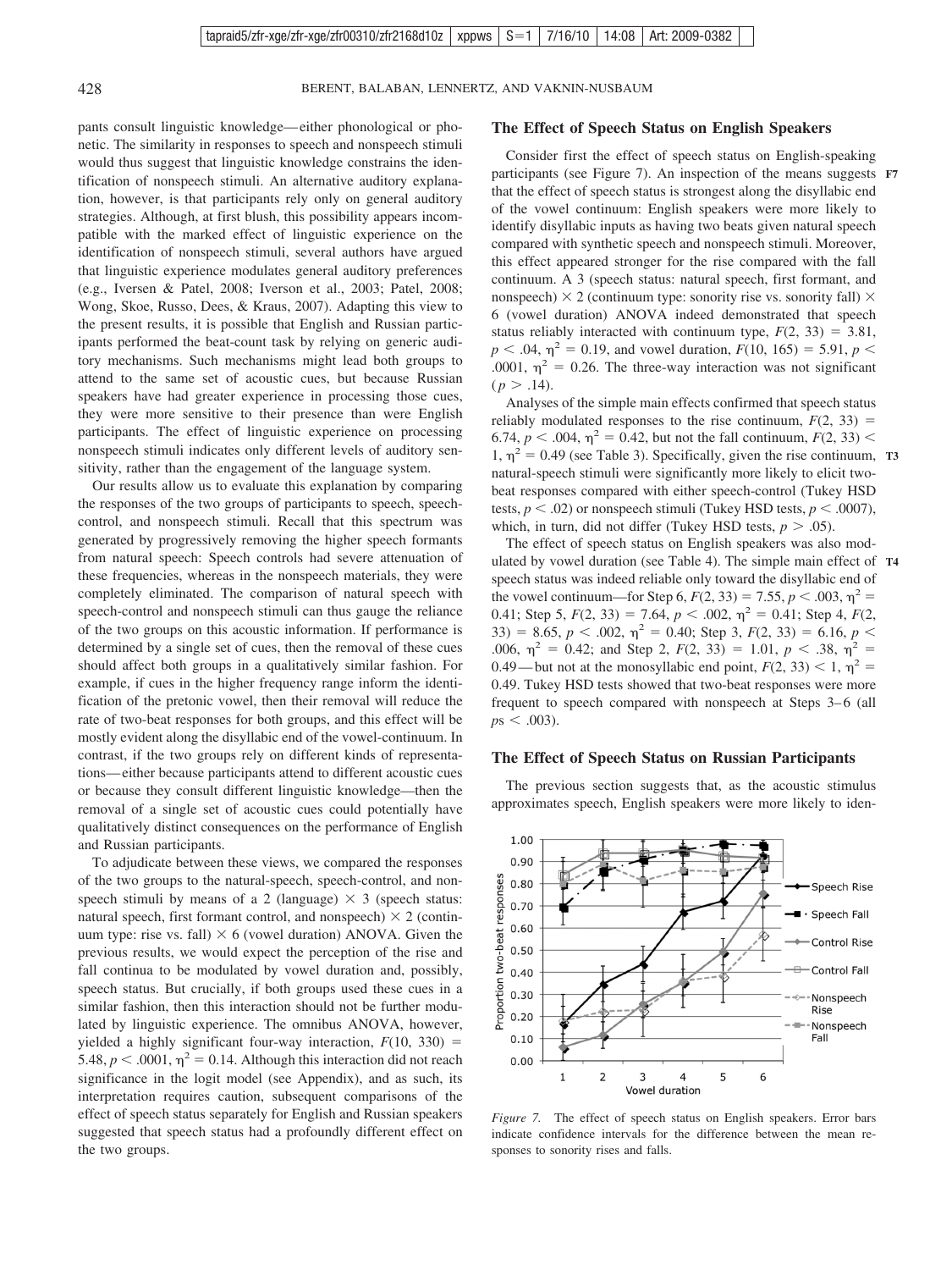pants consult linguistic knowledge—either phonological or phonetic. The similarity in responses to speech and nonspeech stimuli would thus suggest that linguistic knowledge constrains the identification of nonspeech stimuli. An alternative auditory explanation, however, is that participants rely only on general auditory strategies. Although, at first blush, this possibility appears incompatible with the marked effect of linguistic experience on the identification of nonspeech stimuli, several authors have argued that linguistic experience modulates general auditory preferences (e.g., Iversen & Patel, 2008; Iverson et al., 2003; Patel, 2008; Wong, Skoe, Russo, Dees, & Kraus, 2007). Adapting this view to the present results, it is possible that English and Russian participants performed the beat-count task by relying on generic auditory mechanisms. Such mechanisms might lead both groups to attend to the same set of acoustic cues, but because Russian speakers have had greater experience in processing those cues, they were more sensitive to their presence than were English participants. The effect of linguistic experience on processing nonspeech stimuli indicates only different levels of auditory sensitivity, rather than the engagement of the language system.

Our results allow us to evaluate this explanation by comparing the responses of the two groups of participants to speech, speech-control, and nonspeech stimuli. Recall that this spectrum was generated by progressively removing the higher speech formants from natural speech: Speech controls had severe attenuation of these frequencies, whereas in the nonspeech materials, they were completely eliminated. The comparison of natural speech with speech-control and nonspeech stimuli can thus gauge the reliance of the two groups on this acoustic information. If performance is determined by a single set of cues, then the removal of these cues should affect both groups in a qualitatively similar fashion. For example, if cues in the higher frequency range inform the identification of the pretonic vowel, then their removal will reduce the rate of two-beat responses for both groups, and this effect will be mostly evident along the disyllabic end of the vowel-continuum. In contrast, if the two groups rely on different kinds of representations—either because participants attend to different acoustic cues or because they consult different linguistic knowledge—then the removal of a single set of acoustic cues could potentially have qualitatively distinct consequences on the performance of English and Russian participants.

To adjudicate between these views, we compared the responses of the two groups to the natural-speech, speech-control, and nonspeech stimuli by means of a 2 (language) × 3 (speech status: natural speech, first formant control, and nonspeech) × 2 (continuum type: rise vs. fall) × 6 (vowel duration) ANOVA. Given the previous results, we would expect the perception of the rise and fall continua to be modulated by vowel duration and, possibly, speech status. But crucially, if both groups used these cues in a similar fashion, then this interaction should not be further modulated by linguistic experience. The omnibus ANOVA, however, yielded a highly significant four-way interaction, $F(10, 330) = 5.48$, $p < .0001$, $\eta^2 = 0.14$. Although this interaction did not reach significance in the logit model (see Appendix), and as such, its interpretation requires caution, subsequent comparisons of the effect of speech status separately for English and Russian speakers suggested that speech status had a profoundly different effect on the two groups.

## The Effect of Speech Status on English Speakers

Consider first the effect of speech status on English-speaking participants (see Figure 7). An inspection of the means suggests that the effect of speech status is strongest along the disyllabic end of the vowel continuum: English speakers were more likely to identify disyllabic inputs as having two beats given natural speech compared with synthetic speech and nonspeech stimuli. Moreover, this effect appeared stronger for the rise compared with the fall continuum. A 3 (speech status: natural speech, first formant, and nonspeech) × 2 (continuum type: sonority rise vs. sonority fall) × 6 (vowel duration) ANOVA indeed demonstrated that speech status reliably interacted with continuum type, $F(2, 33) = 3.81$, $p < .04$, $\eta^2 = 0.19$, and vowel duration, $F(10, 165) = 5.91$, $p < .0001$, $\eta^2 = 0.26$. The three-way interaction was not significant ($p > .14$).

Analyses of the simple main effects confirmed that speech status reliably modulated responses to the rise continuum, $F(2, 33) = 6.74$, $p < .004$, $\eta^2 = 0.42$, but not the fall continuum, $F(2, 33) < 1$, $\eta^2 = 0.49$ (see Table 3). Specifically, given the rise continuum, natural-speech stimuli were significantly more likely to elicit two-beat responses compared with either speech-control (Tukey HSD tests, $p < .02$) or nonspeech stimuli (Tukey HSD tests, $p < .0007$), which, in turn, did not differ (Tukey HSD tests, $p > .05$).

The effect of speech status on English speakers was also modulated by vowel duration (see Table 4). The simple main effect of speech status was indeed reliable only toward the disyllabic end of the vowel continuum—for Step 6, $F(2, 33) = 7.55$, $p < .003$, $\eta^2 = 0.41$; Step 5, $F(2, 33) = 7.64$, $p < .002$, $\eta^2 = 0.41$; Step 4, $F(2, 33) = 8.65$, $p < .002$, $\eta^2 = 0.40$; Step 3, $F(2, 33) = 6.16$, $p < .006$, $\eta^2 = 0.42$; and Step 2, $F(2, 33) = 1.01$, $p < .38$, $\eta^2 = 0.49$—but not at the monosyllabic end point, $F(2, 33) < 1$, $\eta^2 = 0.49$. Tukey HSD tests showed that two-beat responses were more frequent to speech compared with nonspeech at Steps 3–6 (all $ps < .003$).

## The Effect of Speech Status on Russian Participants

The previous section suggests that, as the acoustic stimulus approximates speech, English speakers were more likely to iden-

*Figure 7.* The effect of speech status on English speakers. Error bars indicate confidence intervals for the difference between the mean responses to sonority rises and falls.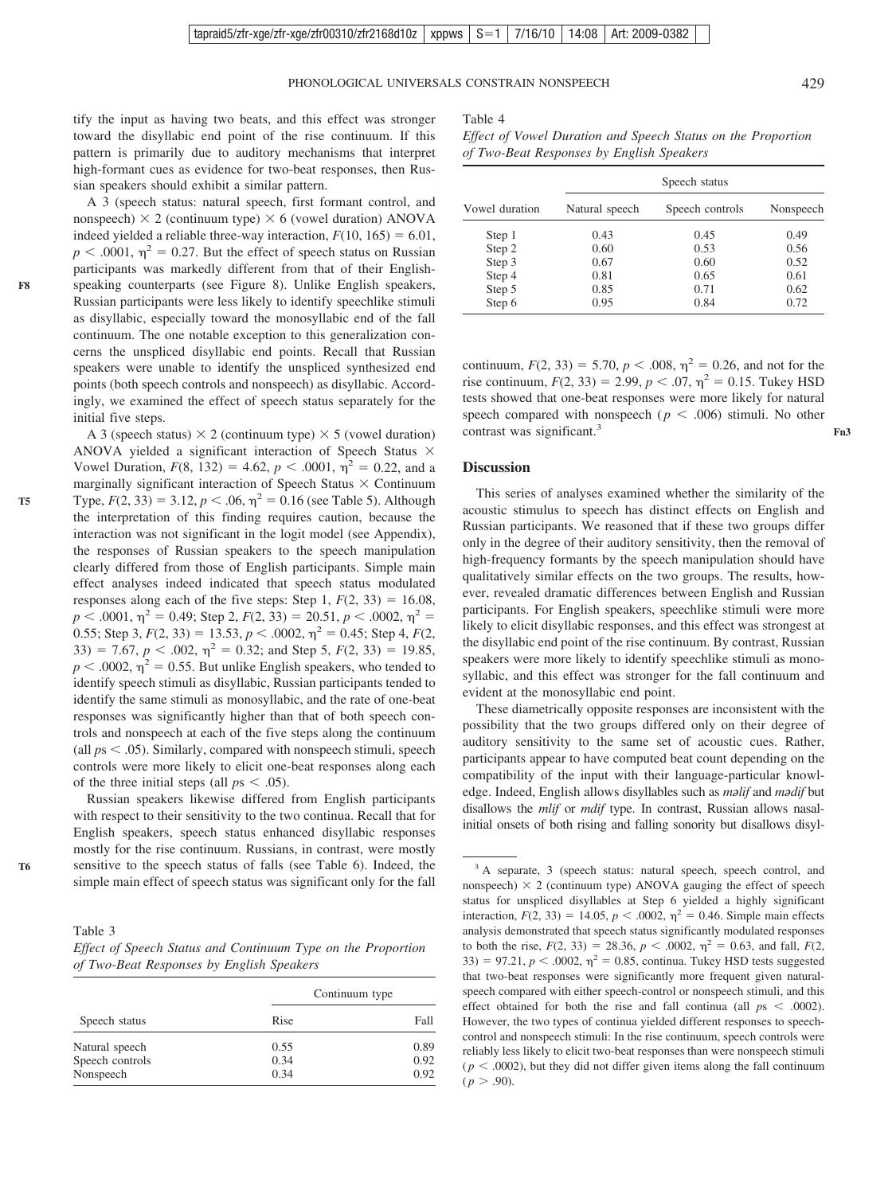tify the input as having two beats, and this effect was stronger toward the disyllabic end point of the rise continuum. If this pattern is primarily due to auditory mechanisms that interpret high-formant cues as evidence for two-beat responses, then Russian speakers should exhibit a similar pattern.

A 3 (speech status: natural speech, first formant control, and nonspeech) × 2 (continuum type) × 6 (vowel duration) ANOVA indeed yielded a reliable three-way interaction, $F(10, 165) = 6.01$, $p < .0001$, $\eta^2 = 0.27$. But the effect of speech status on Russian participants was markedly different from that of their English-speaking counterparts (see Figure 8). Unlike English speakers, Russian participants were less likely to identify speechlike stimuli as disyllabic, especially toward the monosyllabic end of the fall continuum. The one notable exception to this generalization concerns the unspliced disyllabic end points. Recall that Russian speakers were unable to identify the unspliced synthesized end points (both speech controls and nonspeech) as disyllabic. Accordingly, we examined the effect of speech status separately for the initial five steps.

A 3 (speech status) × 2 (continuum type) × 5 (vowel duration) ANOVA yielded a significant interaction of Speech Status × Vowel Duration, $F(8, 132) = 4.62$, $p < .0001$, $\eta^2 = 0.22$, and a marginally significant interaction of Speech Status × Continuum Type, $F(2, 33) = 3.12$, $p < .06$, $\eta^2 = 0.16$ (see Table 5). Although the interpretation of this finding requires caution, because the interaction was not significant in the logit model (see Appendix), the responses of Russian speakers to the speech manipulation clearly differed from those of English participants. Simple main effect analyses indeed indicated that speech status modulated responses along each of the five steps: Step 1, $F(2, 33) = 16.08$, $p < .0001$, $\eta^2 = 0.49$; Step 2, $F(2, 33) = 20.51$, $p < .0002$, $\eta^2 = 0.55$; Step 3, $F(2, 33) = 13.53$, $p < .0002$, $\eta^2 = 0.45$; Step 4, $F(2, 33) = 7.67$, $p < .002$, $\eta^2 = 0.32$; and Step 5, $F(2, 33) = 19.85$, $p < .0002$, $\eta^2 = 0.55$. But unlike English speakers, who tended to identify speech stimuli as disyllabic, Russian participants tended to identify the same stimuli as monosyllabic, and the rate of one-beat responses was significantly higher than that of both speech controls and nonspeech at each of the five steps along the continuum (all $ps < .05$). Similarly, compared with nonspeech stimuli, speech controls were more likely to elicit one-beat responses along each of the three initial steps (all $ps < .05$).

Russian speakers likewise differed from English participants with respect to their sensitivity to the two continua. Recall that for English speakers, speech status enhanced disyllabic responses mostly for the rise continuum. Russians, in contrast, were mostly sensitive to the speech status of falls (see Table 6). Indeed, the simple main effect of speech status was significant only for the fall continuum, $F(2, 33) = 5.70$, $p < .008$, $\eta^2 = 0.26$, and not for the rise continuum, $F(2, 33) = 2.99$, $p < .07$, $\eta^2 = 0.15$. Tukey HSD tests showed that one-beat responses were more likely for natural speech compared with nonspeech ($p < .006$) stimuli. No other contrast was significant.[3]

Table 3
*Effect of Speech Status and Continuum Type on the Proportion of Two-Beat Responses by English Speakers*

| Speech status | Continuum type | |
|---|---|---|
| | Rise | Fall |
| Natural speech | 0.55 | 0.89 |
| Speech controls | 0.34 | 0.92 |
| Nonspeech | 0.34 | 0.92 |

Table 4
*Effect of Vowel Duration and Speech Status on the Proportion of Two-Beat Responses by English Speakers*

| Vowel duration | Speech status | | |
|---|---|---|---|
| | Natural speech | Speech controls | Nonspeech |
| Step 1 | 0.43 | 0.45 | 0.49 |
| Step 2 | 0.60 | 0.53 | 0.56 |
| Step 3 | 0.67 | 0.60 | 0.52 |
| Step 4 | 0.81 | 0.65 | 0.61 |
| Step 5 | 0.85 | 0.71 | 0.62 |
| Step 6 | 0.95 | 0.84 | 0.72 |

## Discussion

This series of analyses examined whether the similarity of the acoustic stimulus to speech has distinct effects on English and Russian participants. We reasoned that if these two groups differ only in the degree of their auditory sensitivity, then the removal of high-frequency formants by the speech manipulation should have qualitatively similar effects on the two groups. The results, however, revealed dramatic differences between English and Russian participants. For English speakers, speechlike stimuli were more likely to elicit disyllabic responses, and this effect was strongest at the disyllabic end point of the rise continuum. By contrast, Russian speakers were more likely to identify speechlike stimuli as monosyllabic, and this effect was stronger for the fall continuum and evident at the monosyllabic end point.

These diametrically opposite responses are inconsistent with the possibility that the two groups differed only on their degree of auditory sensitivity to the same set of acoustic cues. Rather, participants appear to have computed beat count depending on the compatibility of the input with their language-particular knowledge. Indeed, English allows disyllables such as *məlif* and *mədif* but disallows the *mlif* or *mdif* type. In contrast, Russian allows nasal-initial onsets of both rising and falling sonority but disallows disyl-

[3] A separate, 3 (speech status: natural speech, speech control, and nonspeech) × 2 (continuum type) ANOVA gauging the effect of speech status for unspliced disyllables at Step 6 yielded a highly significant interaction, $F(2, 33) = 14.05$, $p < .0002$, $\eta^2 = 0.46$. Simple main effects analysis demonstrated that speech status significantly modulated responses to both the rise, $F(2, 33) = 28.36$, $p < .0002$, $\eta^2 = 0.63$, and fall, $F(2, 33) = 97.21$, $p < .0002$, $\eta^2 = 0.85$, continua. Tukey HSD tests suggested that two-beat responses were significantly more frequent given natural-speech compared with either speech-control or nonspeech stimuli, and this effect obtained for both the rise and fall continua (all $ps < .0002$). However, the two types of continua yielded different responses to speech-control and nonspeech stimuli: In the rise continuum, speech controls were reliably less likely to elicit two-beat responses than were nonspeech stimuli ($p < .0002$), but they did not differ given items along the fall continuum ($p > .90$).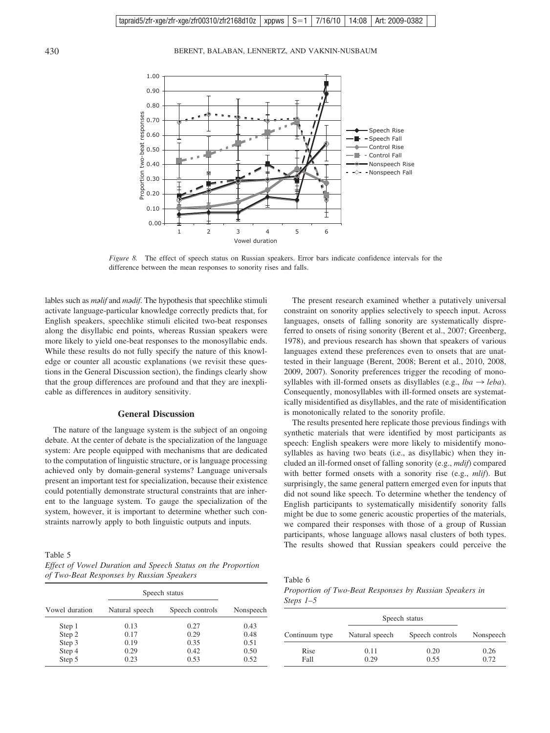*Figure 8.* The effect of speech status on Russian speakers. Error bars indicate confidence intervals for the difference between the mean responses to sonority rises and falls.

lables such as *məlif* and *mədif*. The hypothesis that speechlike stimuli activate language-particular knowledge correctly predicts that, for English speakers, speechlike stimuli elicited two-beat responses along the disyllabic end points, whereas Russian speakers were more likely to yield one-beat responses to the monosyllabic ends. While these results do not fully specify the nature of this knowledge or counter all acoustic explanations (we revisit these questions in the General Discussion section), the findings clearly show that the group differences are profound and that they are inexplicable as differences in auditory sensitivity.

## General Discussion

The nature of the language system is the subject of an ongoing debate. At the center of debate is the specialization of the language system: Are people equipped with mechanisms that are dedicated to the computation of linguistic structure, or is language processing achieved only by domain-general systems? Language universals present an important test for specialization, because their existence could potentially demonstrate structural constraints that are inherent to the language system. To gauge the specialization of the system, however, it is important to determine whether such constraints narrowly apply to both linguistic outputs and inputs.

Table 5
*Effect of Vowel Duration and Speech Status on the Proportion of Two-Beat Responses by Russian Speakers*

| Vowel duration | Speech status | | |
|---|---|---|---|
| | Natural speech | Speech controls | Nonspeech |
| Step 1 | 0.13 | 0.27 | 0.43 |
| Step 2 | 0.17 | 0.29 | 0.48 |
| Step 3 | 0.19 | 0.35 | 0.51 |
| Step 4 | 0.29 | 0.42 | 0.50 |
| Step 5 | 0.23 | 0.53 | 0.52 |

The present research examined whether a putatively universal constraint on sonority applies selectively to speech input. Across languages, onsets of falling sonority are systematically dispreferred to onsets of rising sonority (Berent et al., 2007; Greenberg, 1978), and previous research has shown that speakers of various languages extend these preferences even to onsets that are unattested in their language (Berent, 2008; Berent et al., 2010, 2008, 2009, 2007). Sonority preferences trigger the recoding of monosyllables with ill-formed onsets as disyllables (e.g., *lba* → *leba*). Consequently, monosyllables with ill-formed onsets are systematically misidentified as disyllables, and the rate of misidentification is monotonically related to the sonority profile.

The results presented here replicate those previous findings with synthetic materials that were identified by most participants as speech: English speakers were more likely to misidentify monosyllables as having two beats (i.e., as disyllabic) when they included an ill-formed onset of falling sonority (e.g., *mdif*) compared with better formed onsets with a sonority rise (e.g., *mlif*). But surprisingly, the same general pattern emerged even for inputs that did not sound like speech. To determine whether the tendency of English participants to systematically misidentify sonority falls might be due to some generic acoustic properties of the materials, we compared their responses with those of a group of Russian participants, whose language allows nasal clusters of both types. The results showed that Russian speakers could perceive the

Table 6
*Proportion of Two-Beat Responses by Russian Speakers in Steps 1–5*

| Continuum type | Speech status | | |
|---|---|---|---|
| | Natural speech | Speech controls | Nonspeech |
| Rise | 0.11 | 0.20 | 0.26 |
| Fall | 0.29 | 0.55 | 0.72 |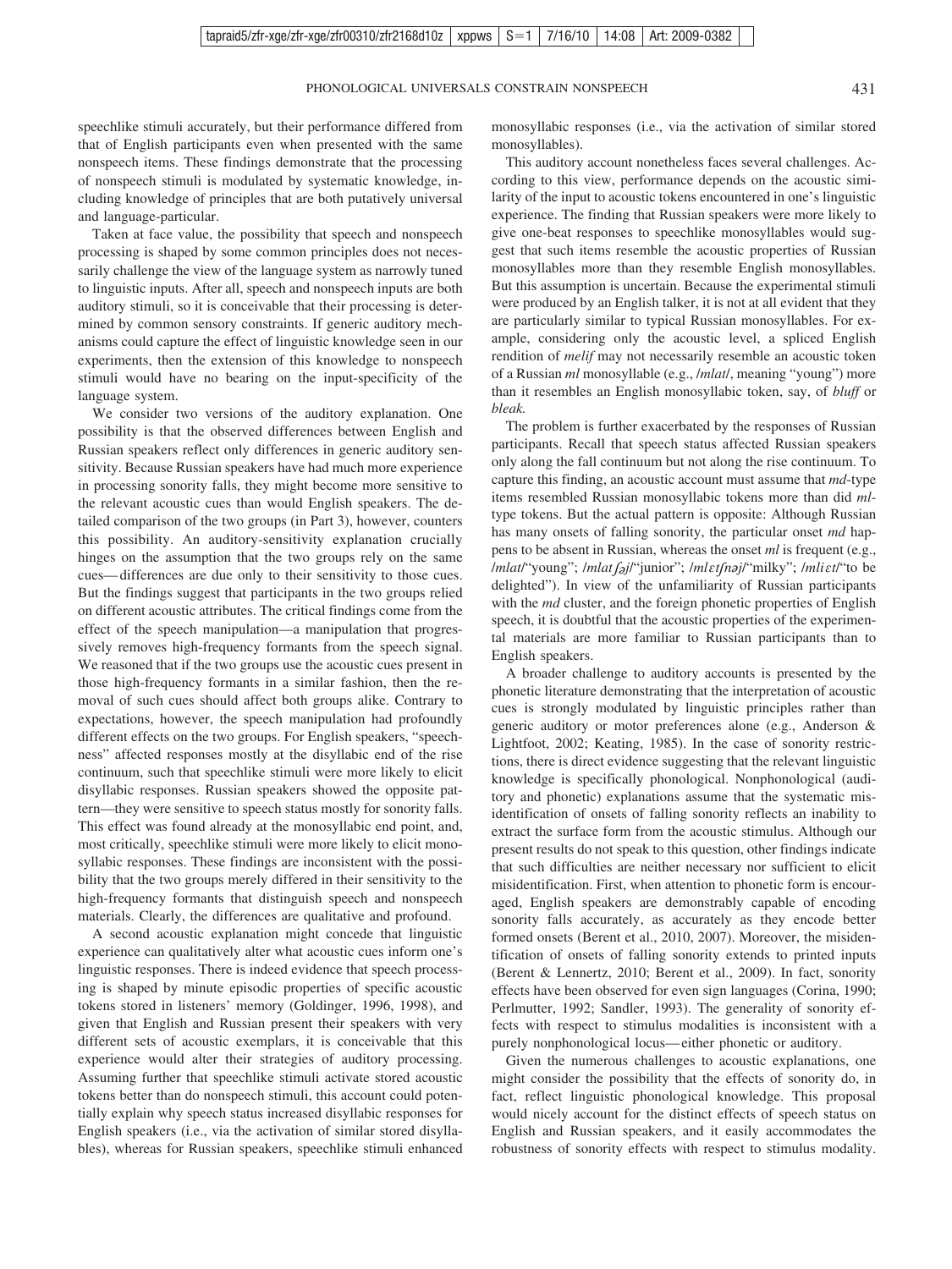speechlike stimuli accurately, but their performance differed from that of English participants even when presented with the same nonspeech items. These findings demonstrate that the processing of nonspeech stimuli is modulated by systematic knowledge, including knowledge of principles that are both putatively universal and language-particular.

Taken at face value, the possibility that speech and nonspeech processing is shaped by some common principles does not necessarily challenge the view of the language system as narrowly tuned to linguistic inputs. After all, speech and nonspeech inputs are both auditory stimuli, so it is conceivable that their processing is determined by common sensory constraints. If generic auditory mechanisms could capture the effect of linguistic knowledge seen in our experiments, then the extension of this knowledge to nonspeech stimuli would have no bearing on the input-specificity of the language system.

We consider two versions of the auditory explanation. One possibility is that the observed differences between English and Russian speakers reflect only differences in generic auditory sensitivity. Because Russian speakers have had much more experience in processing sonority falls, they might become more sensitive to the relevant acoustic cues than would English speakers. The detailed comparison of the two groups (in Part 3), however, counters this possibility. An auditory-sensitivity explanation crucially hinges on the assumption that the two groups rely on the same cues—differences are due only to their sensitivity to those cues. But the findings suggest that participants in the two groups relied on different acoustic attributes. The critical findings come from the effect of the speech manipulation—a manipulation that progressively removes high-frequency formants from the speech signal. We reasoned that if the two groups use the acoustic cues present in those high-frequency formants in a similar fashion, then the removal of such cues should affect both groups alike. Contrary to expectations, however, the speech manipulation had profoundly different effects on the two groups. For English speakers, "speechness" affected responses mostly at the disyllabic end of the rise continuum, such that speechlike stimuli were more likely to elicit disyllabic responses. Russian speakers showed the opposite pattern—they were sensitive to speech status mostly for sonority falls. This effect was found already at the monosyllabic end point, and, most critically, speechlike stimuli were more likely to elicit monosyllabic responses. These findings are inconsistent with the possibility that the two groups merely differed in their sensitivity to the high-frequency formants that distinguish speech and nonspeech materials. Clearly, the differences are qualitative and profound.

A second acoustic explanation might concede that linguistic experience can qualitatively alter what acoustic cues inform one's linguistic responses. There is indeed evidence that speech processing is shaped by minute episodic properties of specific acoustic tokens stored in listeners' memory (Goldinger, 1996, 1998), and given that English and Russian present their speakers with very different sets of acoustic exemplars, it is conceivable that this experience would alter their strategies of auditory processing. Assuming further that speechlike stimuli activate stored acoustic tokens better than do nonspeech stimuli, this account could potentially explain why speech status increased disyllabic responses for English speakers (i.e., via the activation of similar stored disyllables), whereas for Russian speakers, speechlike stimuli enhanced monosyllabic responses (i.e., via the activation of similar stored monosyllables).

This auditory account nonetheless faces several challenges. According to this view, performance depends on the acoustic similarity of the input to acoustic tokens encountered in one's linguistic experience. The finding that Russian speakers were more likely to give one-beat responses to speechlike monosyllables would suggest that such items resemble the acoustic properties of Russian monosyllables more than they resemble English monosyllables. But this assumption is uncertain. Because the experimental stimuli were produced by an English talker, it is not at all evident that they are particularly similar to typical Russian monosyllables. For example, considering only the acoustic level, a spliced English rendition of *melif* may not necessarily resemble an acoustic token of a Russian *ml* monosyllable (e.g., /*mlat*/, meaning "young") more than it resembles an English monosyllabic token, say, of *bluff* or *bleak.*

The problem is further exacerbated by the responses of Russian participants. Recall that speech status affected Russian speakers only along the fall continuum but not along the rise continuum. To capture this finding, an acoustic account must assume that *md*-type items resembled Russian monosyllabic tokens more than did *ml*-type tokens. But the actual pattern is opposite: Although Russian has many onsets of falling sonority, the particular onset *md* happens to be absent in Russian, whereas the onset *ml* is frequent (e.g., /*mlat*/"young"; /*mlatʃəj*/"junior"; /*mlɛtʃnəj*/"milky"; /*mliɛt*/"to be delighted"). In view of the unfamiliarity of Russian participants with the *md* cluster, and the foreign phonetic properties of English speech, it is doubtful that the acoustic properties of the experimental materials are more familiar to Russian participants than to English speakers.

A broader challenge to auditory accounts is presented by the phonetic literature demonstrating that the interpretation of acoustic cues is strongly modulated by linguistic principles rather than generic auditory or motor preferences alone (e.g., Anderson & Lightfoot, 2002; Keating, 1985). In the case of sonority restrictions, there is direct evidence suggesting that the relevant linguistic knowledge is specifically phonological. Nonphonological (auditory and phonetic) explanations assume that the systematic misidentification of onsets of falling sonority reflects an inability to extract the surface form from the acoustic stimulus. Although our present results do not speak to this question, other findings indicate that such difficulties are neither necessary nor sufficient to elicit misidentification. First, when attention to phonetic form is encouraged, English speakers are demonstrably capable of encoding sonority falls accurately, as accurately as they encode better formed onsets (Berent et al., 2010, 2007). Moreover, the misidentification of onsets of falling sonority extends to printed inputs (Berent & Lennertz, 2010; Berent et al., 2009). In fact, sonority effects have been observed for even sign languages (Corina, 1990; Perlmutter, 1992; Sandler, 1993). The generality of sonority effects with respect to stimulus modalities is inconsistent with a purely nonphonological locus—either phonetic or auditory.

Given the numerous challenges to acoustic explanations, one might consider the possibility that the effects of sonority do, in fact, reflect linguistic phonological knowledge. This proposal would nicely account for the distinct effects of speech status on English and Russian speakers, and it easily accommodates the robustness of sonority effects with respect to stimulus modality.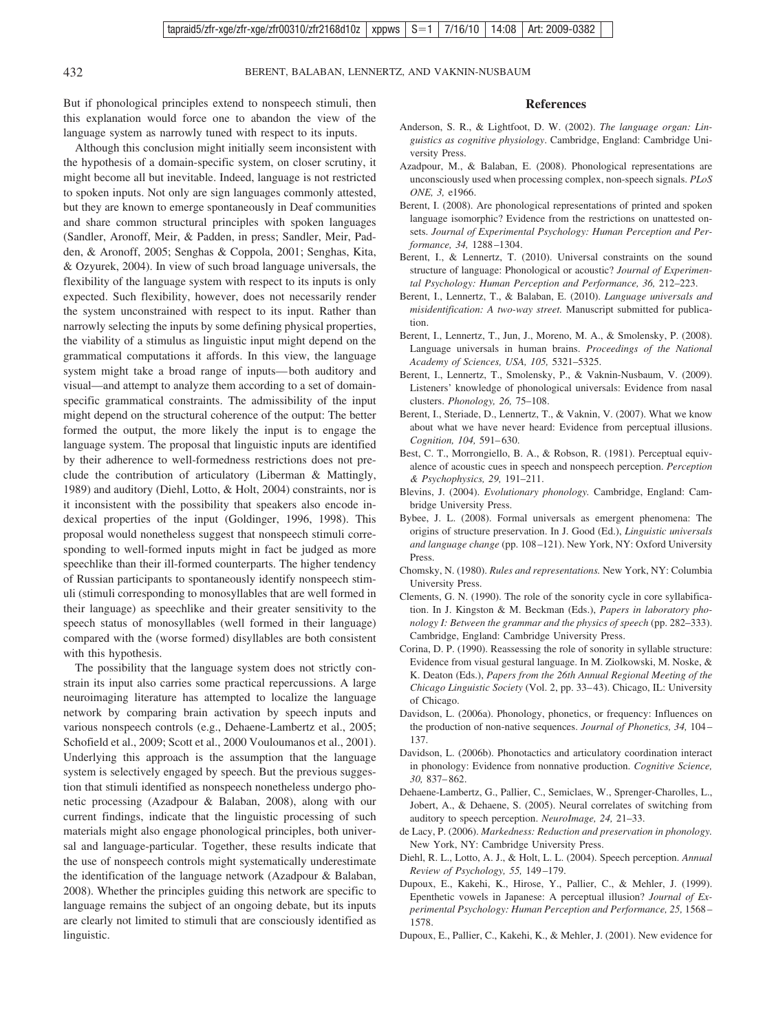But if phonological principles extend to nonspeech stimuli, then this explanation would force one to abandon the view of the language system as narrowly tuned with respect to its inputs.

Although this conclusion might initially seem inconsistent with the hypothesis of a domain-specific system, on closer scrutiny, it might become all but inevitable. Indeed, language is not restricted to spoken inputs. Not only are sign languages commonly attested, but they are known to emerge spontaneously in Deaf communities and share common structural principles with spoken languages (Sandler, Aronoff, Meir, & Padden, in press; Sandler, Meir, Padden, & Aronoff, 2005; Senghas & Coppola, 2001; Senghas, Kita, & Ozyurek, 2004). In view of such broad language universals, the flexibility of the language system with respect to its inputs is only expected. Such flexibility, however, does not necessarily render the system unconstrained with respect to its input. Rather than narrowly selecting the inputs by some defining physical properties, the viability of a stimulus as linguistic input might depend on the grammatical computations it affords. In this view, the language system might take a broad range of inputs—both auditory and visual—and attempt to analyze them according to a set of domain-specific grammatical constraints. The admissibility of the input might depend on the structural coherence of the output: The better formed the output, the more likely the input is to engage the language system. The proposal that linguistic inputs are identified by their adherence to well-formedness restrictions does not preclude the contribution of articulatory (Liberman & Mattingly, 1989) and auditory (Diehl, Lotto, & Holt, 2004) constraints, nor is it inconsistent with the possibility that speakers also encode indexical properties of the input (Goldinger, 1996, 1998). This proposal would nonetheless suggest that nonspeech stimuli corresponding to well-formed inputs might in fact be judged as more speechlike than their ill-formed counterparts. The higher tendency of Russian participants to spontaneously identify nonspeech stimuli (stimuli corresponding to monosyllables that are well formed in their language) as speechlike and their greater sensitivity to the speech status of monosyllables (well formed in their language) compared with the (worse formed) disyllables are both consistent with this hypothesis.

The possibility that the language system does not strictly constrain its input also carries some practical repercussions. A large neuroimaging literature has attempted to localize the language network by comparing brain activation by speech inputs and various nonspeech controls (e.g., Dehaene-Lambertz et al., 2005; Schofield et al., 2009; Scott et al., 2000 Vouloumanos et al., 2001). Underlying this approach is the assumption that the language system is selectively engaged by speech. But the previous suggestion that stimuli identified as nonspeech nonetheless undergo phonetic processing (Azadpour & Balaban, 2008), along with our current findings, indicate that the linguistic processing of such materials might also engage phonological principles, both universal and language-particular. Together, these results indicate that the use of nonspeech controls might systematically underestimate the identification of the language network (Azadpour & Balaban, 2008). Whether the principles guiding this network are specific to language remains the subject of an ongoing debate, but its inputs are clearly not limited to stimuli that are consciously identified as linguistic.

## References

Anderson, S. R., & Lightfoot, D. W. (2002). *The language organ: Linguistics as cognitive physiology*. Cambridge, England: Cambridge University Press.

Azadpour, M., & Balaban, E. (2008). Phonological representations are unconsciously used when processing complex, non-speech signals. *PLoS ONE, 3,* e1966.

Berent, I. (2008). Are phonological representations of printed and spoken language isomorphic? Evidence from the restrictions on unattested onsets. *Journal of Experimental Psychology: Human Perception and Performance, 34,* 1288–1304.

Berent, I., & Lennertz, T. (2010). Universal constraints on the sound structure of language: Phonological or acoustic? *Journal of Experimental Psychology: Human Perception and Performance, 36,* 212–223.

Berent, I., Lennertz, T., & Balaban, E. (2010). *Language universals and misidentification: A two-way street.* Manuscript submitted for publication.

Berent, I., Lennertz, T., Jun, J., Moreno, M. A., & Smolensky, P. (2008). Language universals in human brains. *Proceedings of the National Academy of Sciences, USA, 105,* 5321–5325.

Berent, I., Lennertz, T., Smolensky, P., & Vaknin-Nusbaum, V. (2009). Listeners' knowledge of phonological universals: Evidence from nasal clusters. *Phonology, 26,* 75–108.

Berent, I., Steriade, D., Lennertz, T., & Vaknin, V. (2007). What we know about what we have never heard: Evidence from perceptual illusions. *Cognition, 104,* 591–630.

Best, C. T., Morrongiello, B. A., & Robson, R. (1981). Perceptual equivalence of acoustic cues in speech and nonspeech perception. *Perception & Psychophysics, 29,* 191–211.

Blevins, J. (2004). *Evolutionary phonology.* Cambridge, England: Cambridge University Press.

Bybee, J. L. (2008). Formal universals as emergent phenomena: The origins of structure preservation. In J. Good (Ed.), *Linguistic universals and language change* (pp. 108–121). New York, NY: Oxford University Press.

Chomsky, N. (1980). *Rules and representations.* New York, NY: Columbia University Press.

Clements, G. N. (1990). The role of the sonority cycle in core syllabification. In J. Kingston & M. Beckman (Eds.), *Papers in laboratory phonology I: Between the grammar and the physics of speech* (pp. 282–333). Cambridge, England: Cambridge University Press.

Corina, D. P. (1990). Reassessing the role of sonority in syllable structure: Evidence from visual gestural language. In M. Ziolkowski, M. Noske, & K. Deaton (Eds.), *Papers from the 26th Annual Regional Meeting of the Chicago Linguistic Society* (Vol. 2, pp. 33–43). Chicago, IL: University of Chicago.

Davidson, L. (2006a). Phonology, phonetics, or frequency: Influences on the production of non-native sequences. *Journal of Phonetics, 34,* 104–137.

Davidson, L. (2006b). Phonotactics and articulatory coordination interact in phonology: Evidence from nonnative production. *Cognitive Science, 30,* 837–862.

Dehaene-Lambertz, G., Pallier, C., Semiclaes, W., Sprenger-Charolles, L., Jobert, A., & Dehaene, S. (2005). Neural correlates of switching from auditory to speech perception. *NeuroImage, 24,* 21–33.

de Lacy, P. (2006). *Markedness: Reduction and preservation in phonology.* New York, NY: Cambridge University Press.

Diehl, R. L., Lotto, A. J., & Holt, L. L. (2004). Speech perception. *Annual Review of Psychology, 55,* 149–179.

Dupoux, E., Kakehi, K., Hirose, Y., Pallier, C., & Mehler, J. (1999). Epenthetic vowels in Japanese: A perceptual illusion? *Journal of Experimental Psychology: Human Perception and Performance, 25,* 1568–1578.

Dupoux, E., Pallier, C., Kakehi, K., & Mehler, J. (2001). New evidence for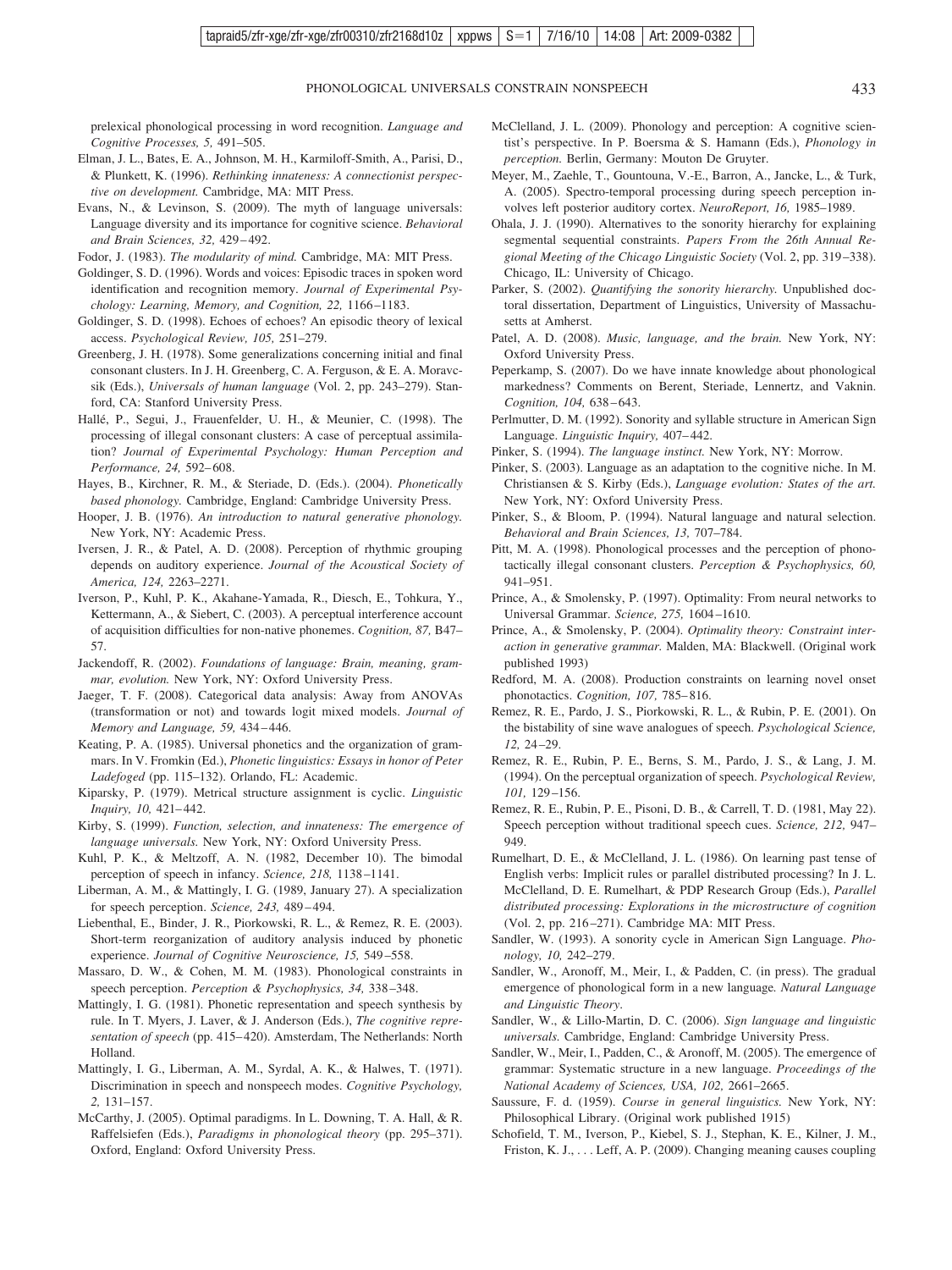prelexical phonological processing in word recognition. *Language and Cognitive Processes, 5,* 491–505.

Elman, J. L., Bates, E. A., Johnson, M. H., Karmiloff-Smith, A., Parisi, D., & Plunkett, K. (1996). *Rethinking innateness: A connectionist perspective on development.* Cambridge, MA: MIT Press.

Evans, N., & Levinson, S. (2009). The myth of language universals: Language diversity and its importance for cognitive science. *Behavioral and Brain Sciences, 32,* 429–492.

Fodor, J. (1983). *The modularity of mind.* Cambridge, MA: MIT Press.

Goldinger, S. D. (1996). Words and voices: Episodic traces in spoken word identification and recognition memory. *Journal of Experimental Psychology: Learning, Memory, and Cognition, 22,* 1166–1183.

Goldinger, S. D. (1998). Echoes of echoes? An episodic theory of lexical access. *Psychological Review, 105,* 251–279.

Greenberg, J. H. (1978). Some generalizations concerning initial and final consonant clusters. In J. H. Greenberg, C. A. Ferguson, & E. A. Moravcsik (Eds.), *Universals of human language* (Vol. 2, pp. 243–279). Stanford, CA: Stanford University Press.

Hallé, P., Segui, J., Frauenfelder, U. H., & Meunier, C. (1998). The processing of illegal consonant clusters: A case of perceptual assimilation? *Journal of Experimental Psychology: Human Perception and Performance, 24,* 592–608.

Hayes, B., Kirchner, R. M., & Steriade, D. (Eds.). (2004). *Phonetically based phonology.* Cambridge, England: Cambridge University Press.

Hooper, J. B. (1976). *An introduction to natural generative phonology.* New York, NY: Academic Press.

Iversen, J. R., & Patel, A. D. (2008). Perception of rhythmic grouping depends on auditory experience. *Journal of the Acoustical Society of America, 124,* 2263–2271.

Iverson, P., Kuhl, P. K., Akahane-Yamada, R., Diesch, E., Tohkura, Y., Kettermann, A., & Siebert, C. (2003). A perceptual interference account of acquisition difficulties for non-native phonemes. *Cognition, 87,* B47–57.

Jackendoff, R. (2002). *Foundations of language: Brain, meaning, grammar, evolution.* New York, NY: Oxford University Press.

Jaeger, T. F. (2008). Categorical data analysis: Away from ANOVAs (transformation or not) and towards logit mixed models. *Journal of Memory and Language, 59,* 434–446.

Keating, P. A. (1985). Universal phonetics and the organization of grammars. In V. Fromkin (Ed.), *Phonetic linguistics: Essays in honor of Peter Ladefoged* (pp. 115–132). Orlando, FL: Academic.

Kiparsky, P. (1979). Metrical structure assignment is cyclic. *Linguistic Inquiry, 10,* 421–442.

Kirby, S. (1999). *Function, selection, and innateness: The emergence of language universals.* New York, NY: Oxford University Press.

Kuhl, P. K., & Meltzoff, A. N. (1982, December 10). The bimodal perception of speech in infancy. *Science, 218,* 1138–1141.

Liberman, A. M., & Mattingly, I. G. (1989, January 27). A specialization for speech perception. *Science, 243,* 489–494.

Liebenthal, E., Binder, J. R., Piorkowski, R. L., & Remez, R. E. (2003). Short-term reorganization of auditory analysis induced by phonetic experience. *Journal of Cognitive Neuroscience, 15,* 549–558.

Massaro, D. W., & Cohen, M. M. (1983). Phonological constraints in speech perception. *Perception & Psychophysics, 34,* 338–348.

Mattingly, I. G. (1981). Phonetic representation and speech synthesis by rule. In T. Myers, J. Laver, & J. Anderson (Eds.), *The cognitive representation of speech* (pp. 415–420). Amsterdam, The Netherlands: North Holland.

Mattingly, I. G., Liberman, A. M., Syrdal, A. K., & Halwes, T. (1971). Discrimination in speech and nonspeech modes. *Cognitive Psychology, 2,* 131–157.

McCarthy, J. (2005). Optimal paradigms. In L. Downing, T. A. Hall, & R. Raffelsiefen (Eds.), *Paradigms in phonological theory* (pp. 295–371). Oxford, England: Oxford University Press.

McClelland, J. L. (2009). Phonology and perception: A cognitive scientist's perspective. In P. Boersma & S. Hamann (Eds.), *Phonology in perception.* Berlin, Germany: Mouton De Gruyter.

Meyer, M., Zaehle, T., Gountouna, V.-E., Barron, A., Jancke, L., & Turk, A. (2005). Spectro-temporal processing during speech perception involves left posterior auditory cortex. *NeuroReport, 16,* 1985–1989.

Ohala, J. J. (1990). Alternatives to the sonority hierarchy for explaining segmental sequential constraints. *Papers From the 26th Annual Regional Meeting of the Chicago Linguistic Society* (Vol. 2, pp. 319–338). Chicago, IL: University of Chicago.

Parker, S. (2002). *Quantifying the sonority hierarchy.* Unpublished doctoral dissertation, Department of Linguistics, University of Massachusetts at Amherst.

Patel, A. D. (2008). *Music, language, and the brain.* New York, NY: Oxford University Press.

Peperkamp, S. (2007). Do we have innate knowledge about phonological markedness? Comments on Berent, Steriade, Lennertz, and Vaknin. *Cognition, 104,* 638–643.

Perlmutter, D. M. (1992). Sonority and syllable structure in American Sign Language. *Linguistic Inquiry,* 407–442.

Pinker, S. (1994). *The language instinct.* New York, NY: Morrow.

Pinker, S. (2003). Language as an adaptation to the cognitive niche. In M. Christiansen & S. Kirby (Eds.), *Language evolution: States of the art.* New York, NY: Oxford University Press.

Pinker, S., & Bloom, P. (1994). Natural language and natural selection. *Behavioral and Brain Sciences, 13,* 707–784.

Pitt, M. A. (1998). Phonological processes and the perception of phonotactically illegal consonant clusters. *Perception & Psychophysics, 60,* 941–951.

Prince, A., & Smolensky, P. (1997). Optimality: From neural networks to Universal Grammar. *Science, 275,* 1604–1610.

Prince, A., & Smolensky, P. (2004). *Optimality theory: Constraint interaction in generative grammar.* Malden, MA: Blackwell. (Original work published 1993)

Redford, M. A. (2008). Production constraints on learning novel onset phonotactics. *Cognition, 107,* 785–816.

Remez, R. E., Pardo, J. S., Piorkowski, R. L., & Rubin, P. E. (2001). On the bistability of sine wave analogues of speech. *Psychological Science, 12,* 24–29.

Remez, R. E., Rubin, P. E., Berns, S. M., Pardo, J. S., & Lang, J. M. (1994). On the perceptual organization of speech. *Psychological Review, 101,* 129–156.

Remez, R. E., Rubin, P. E., Pisoni, D. B., & Carrell, T. D. (1981, May 22). Speech perception without traditional speech cues. *Science, 212,* 947–949.

Rumelhart, D. E., & McClelland, J. L. (1986). On learning past tense of English verbs: Implicit rules or parallel distributed processing? In J. L. McClelland, D. E. Rumelhart, & PDP Research Group (Eds.), *Parallel distributed processing: Explorations in the microstructure of cognition* (Vol. 2, pp. 216–271). Cambridge MA: MIT Press.

Sandler, W. (1993). A sonority cycle in American Sign Language. *Phonology, 10,* 242–279.

Sandler, W., Aronoff, M., Meir, I., & Padden, C. (in press). The gradual emergence of phonological form in a new language. *Natural Language and Linguistic Theory*.

Sandler, W., & Lillo-Martin, D. C. (2006). *Sign language and linguistic universals.* Cambridge, England: Cambridge University Press.

Sandler, W., Meir, I., Padden, C., & Aronoff, M. (2005). The emergence of grammar: Systematic structure in a new language. *Proceedings of the National Academy of Sciences, USA, 102,* 2661–2665.

Saussure, F. d. (1959). *Course in general linguistics.* New York, NY: Philosophical Library. (Original work published 1915)

Schofield, T. M., Iverson, P., Kiebel, S. J., Stephan, K. E., Kilner, J. M., Friston, K. J., . . . Leff, A. P. (2009). Changing meaning causes coupling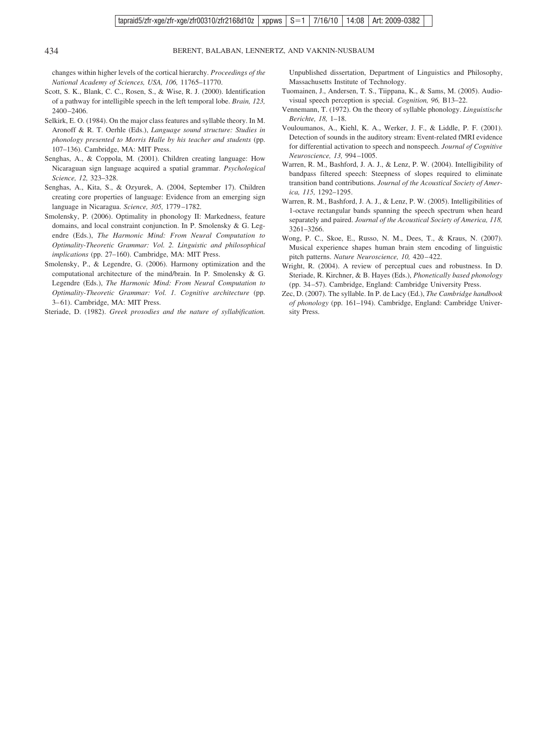changes within higher levels of the cortical hierarchy. *Proceedings of the National Academy of Sciences, USA, 106,* 11765–11770.

Scott, S. K., Blank, C. C., Rosen, S., & Wise, R. J. (2000). Identification of a pathway for intelligible speech in the left temporal lobe. *Brain, 123,* 2400–2406.

Selkirk, E. O. (1984). On the major class features and syllable theory. In M. Aronoff & R. T. Oerhle (Eds.), *Language sound structure: Studies in phonology presented to Morris Halle by his teacher and students* (pp. 107–136). Cambridge, MA: MIT Press.

Senghas, A., & Coppola, M. (2001). Children creating language: How Nicaraguan sign language acquired a spatial grammar. *Psychological Science, 12,* 323–328.

Senghas, A., Kita, S., & Ozyurek, A. (2004, September 17). Children creating core properties of language: Evidence from an emerging sign language in Nicaragua. *Science, 305,* 1779–1782.

Smolensky, P. (2006). Optimality in phonology II: Markedness, feature domains, and local constraint conjunction. In P. Smolensky & G. Legendre (Eds.), *The Harmonic Mind: From Neural Computation to Optimality-Theoretic Grammar: Vol. 2. Linguistic and philosophical implications* (pp. 27–160). Cambridge, MA: MIT Press.

Smolensky, P., & Legendre, G. (2006). Harmony optimization and the computational architecture of the mind/brain. In P. Smolensky & G. Legendre (Eds.), *The Harmonic Mind: From Neural Computation to Optimality-Theoretic Grammar: Vol. 1. Cognitive architecture* (pp. 3–61). Cambridge, MA: MIT Press.

Steriade, D. (1982). *Greek prosodies and the nature of syllabification.* Unpublished dissertation, Department of Linguistics and Philosophy, Massachusetts Institute of Technology.

Tuomainen, J., Andersen, T. S., Tiippana, K., & Sams, M. (2005). Audio-visual speech perception is special. *Cognition, 96,* B13–22.

Vennemann, T. (1972). On the theory of syllable phonology. *Linguistische Berichte, 18,* 1–18.

Vouloumanos, A., Kiehl, K. A., Werker, J. F., & Liddle, P. F. (2001). Detection of sounds in the auditory stream: Event-related fMRI evidence for differential activation to speech and nonspeech. *Journal of Cognitive Neuroscience, 13,* 994–1005.

Warren, R. M., Bashford, J. A. J., & Lenz, P. W. (2004). Intelligibility of bandpass filtered speech: Steepness of slopes required to eliminate transition band contributions. *Journal of the Acoustical Society of America, 115,* 1292–1295.

Warren, R. M., Bashford, J. A. J., & Lenz, P. W. (2005). Intelligibilities of 1-octave rectangular bands spanning the speech spectrum when heard separately and paired. *Journal of the Acoustical Society of America, 118,* 3261–3266.

Wong, P. C., Skoe, E., Russo, N. M., Dees, T., & Kraus, N. (2007). Musical experience shapes human brain stem encoding of linguistic pitch patterns. *Nature Neuroscience, 10,* 420–422.

Wright, R. (2004). A review of perceptual cues and robustness. In D. Steriade, R. Kirchner, & B. Hayes (Eds.), *Phonetically based phonology* (pp. 34–57). Cambridge, England: Cambridge University Press.

Zec, D. (2007). The syllable. In P. de Lacy (Ed.), *The Cambridge handbook of phonology* (pp. 161–194). Cambridge, England: Cambridge University Press.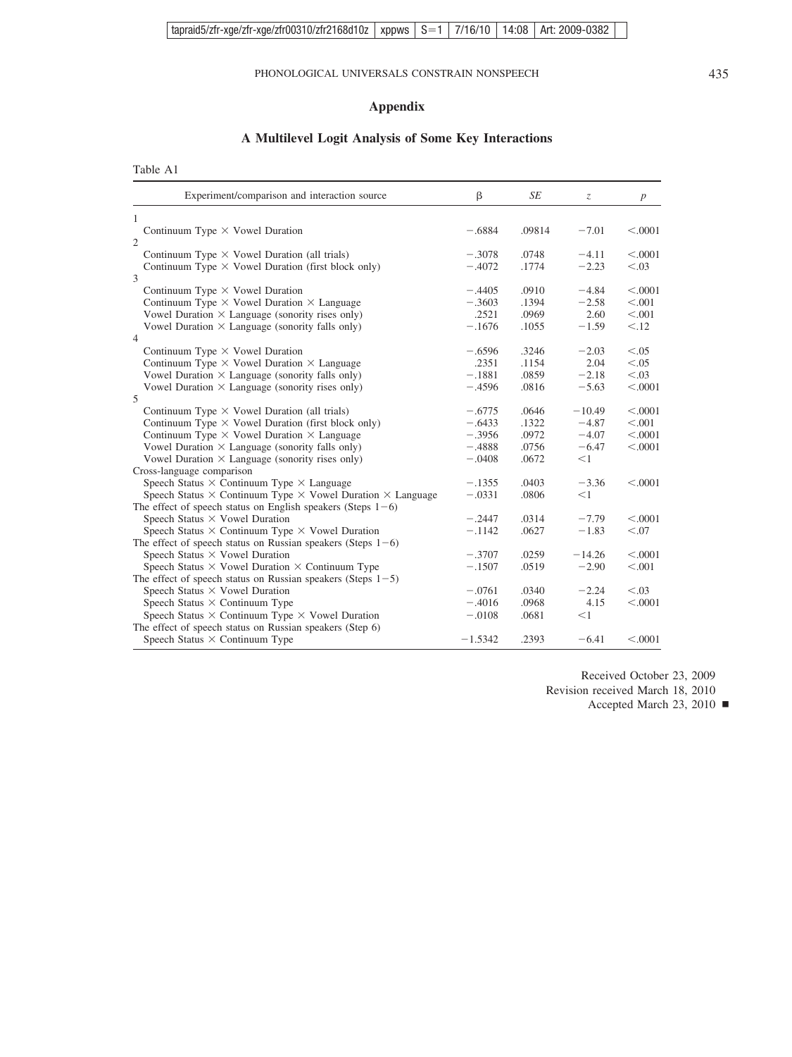## Appendix

## A Multilevel Logit Analysis of Some Key Interactions

Table A1

| Experiment/comparison and interaction source | β | *SE* | *z* | *p* |
|---|---|---|---|---|
| 1 | | | | |
| Continuum Type × Vowel Duration | −.6884 | .09814 | −7.01 | <.0001 |
| 2 | | | | |
| Continuum Type × Vowel Duration (all trials) | −.3078 | .0748 | −4.11 | <.0001 |
| Continuum Type × Vowel Duration (first block only) | −.4072 | .1774 | −2.23 | <.03 |
| 3 | | | | |
| Continuum Type × Vowel Duration | −.4405 | .0910 | −4.84 | <.0001 |
| Continuum Type × Vowel Duration × Language | −.3603 | .1394 | −2.58 | <.001 |
| Vowel Duration × Language (sonority rises only) | .2521 | .0969 | 2.60 | <.001 |
| Vowel Duration × Language (sonority falls only) | −.1676 | .1055 | −1.59 | <.12 |
| 4 | | | | |
| Continuum Type × Vowel Duration | −.6596 | .3246 | −2.03 | <.05 |
| Continuum Type × Vowel Duration × Language | .2351 | .1154 | 2.04 | <.05 |
| Vowel Duration × Language (sonority falls only) | −.1881 | .0859 | −2.18 | <.03 |
| Vowel Duration × Language (sonority rises only) | −.4596 | .0816 | −5.63 | <.0001 |
| 5 | | | | |
| Continuum Type × Vowel Duration (all trials) | −.6775 | .0646 | −10.49 | <.0001 |
| Continuum Type × Vowel Duration (first block only) | −.6433 | .1322 | −4.87 | <.001 |
| Continuum Type × Vowel Duration × Language | −.3956 | .0972 | −4.07 | <.0001 |
| Vowel Duration × Language (sonority falls only) | −.4888 | .0756 | −6.47 | <.0001 |
| Vowel Duration × Language (sonority rises only) | −.0408 | .0672 | <1 | |
| Cross-language comparison | | | | |
| Speech Status × Continuum Type × Language | −.1355 | .0403 | −3.36 | <.0001 |
| Speech Status × Continuum Type × Vowel Duration × Language | −.0331 | .0806 | <1 | |
| The effect of speech status on English speakers (Steps 1−6) | | | | |
| Speech Status × Vowel Duration | −.2447 | .0314 | −7.79 | <.0001 |
| Speech Status × Continuum Type × Vowel Duration | −.1142 | .0627 | −1.83 | <.07 |
| The effect of speech status on Russian speakers (Steps 1−6) | | | | |
| Speech Status × Vowel Duration | −.3707 | .0259 | −14.26 | <.0001 |
| Speech Status × Vowel Duration × Continuum Type | −.1507 | .0519 | −2.90 | <.001 |
| The effect of speech status on Russian speakers (Steps 1−5) | | | | |
| Speech Status × Vowel Duration | −.0761 | .0340 | −2.24 | <.03 |
| Speech Status × Continuum Type | −.4016 | .0968 | 4.15 | <.0001 |
| Speech Status × Continuum Type × Vowel Duration | −.0108 | .0681 | <1 | |
| The effect of speech status on Russian speakers (Step 6) | | | | |
| Speech Status × Continuum Type | −1.5342 | .2393 | −6.41 | <.0001 |

Received October 23, 2009  
Revision received March 18, 2010  
Accepted March 23, 2010 ■